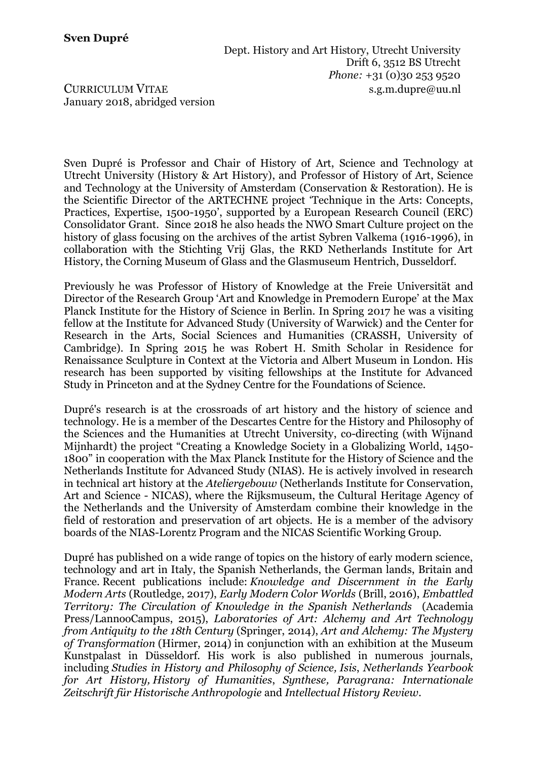**Sven Dupré**

Dept. History and Art History, Utrecht University
Drift 6, 3512 BS Utrecht
*Phone:* +31 (0)30 253 9520
s.g.m.dupre@uu.nl

CURRICULUM VITAE
January 2018, abridged version

Sven Dupré is Professor and Chair of History of Art, Science and Technology at Utrecht University (History & Art History), and Professor of History of Art, Science and Technology at the University of Amsterdam (Conservation & Restoration). He is the Scientific Director of the ARTECHNE project 'Technique in the Arts: Concepts, Practices, Expertise, 1500-1950', supported by a European Research Council (ERC) Consolidator Grant. Since 2018 he also heads the NWO Smart Culture project on the history of glass focusing on the archives of the artist Sybren Valkema (1916-1996), in collaboration with the Stichting Vrij Glas, the RKD Netherlands Institute for Art History, the Corning Museum of Glass and the Glasmuseum Hentrich, Dusseldorf.

Previously he was Professor of History of Knowledge at the Freie Universität and Director of the Research Group 'Art and Knowledge in Premodern Europe' at the Max Planck Institute for the History of Science in Berlin. In Spring 2017 he was a visiting fellow at the Institute for Advanced Study (University of Warwick) and the Center for Research in the Arts, Social Sciences and Humanities (CRASSH, University of Cambridge). In Spring 2015 he was Robert H. Smith Scholar in Residence for Renaissance Sculpture in Context at the Victoria and Albert Museum in London. His research has been supported by visiting fellowships at the Institute for Advanced Study in Princeton and at the Sydney Centre for the Foundations of Science.

Dupré's research is at the crossroads of art history and the history of science and technology. He is a member of the Descartes Centre for the History and Philosophy of the Sciences and the Humanities at Utrecht University, co-directing (with Wijnand Mijnhardt) the project "Creating a Knowledge Society in a Globalizing World, 1450-1800" in cooperation with the Max Planck Institute for the History of Science and the Netherlands Institute for Advanced Study (NIAS). He is actively involved in research in technical art history at the *Ateliergebouw* (Netherlands Institute for Conservation, Art and Science - NICAS), where the Rijksmuseum, the Cultural Heritage Agency of the Netherlands and the University of Amsterdam combine their knowledge in the field of restoration and preservation of art objects. He is a member of the advisory boards of the NIAS-Lorentz Program and the NICAS Scientific Working Group.

Dupré has published on a wide range of topics on the history of early modern science, technology and art in Italy, the Spanish Netherlands, the German lands, Britain and France. Recent publications include: *Knowledge and Discernment in the Early Modern Arts* (Routledge, 2017), *Early Modern Color Worlds* (Brill, 2016), *Embattled Territory: The Circulation of Knowledge in the Spanish Netherlands* (Academia Press/LannooCampus, 2015), *Laboratories of Art: Alchemy and Art Technology from Antiquity to the 18th Century* (Springer, 2014), *Art and Alchemy: The Mystery of Transformation* (Hirmer, 2014) in conjunction with an exhibition at the Museum Kunstpalast in Düsseldorf. His work is also published in numerous journals, including *Studies in History and Philosophy of Science, Isis*, *Netherlands Yearbook for Art History, History of Humanities*, *Synthese, Paragrana: Internationale Zeitschrift für Historische Anthropologie* and *Intellectual History Review*.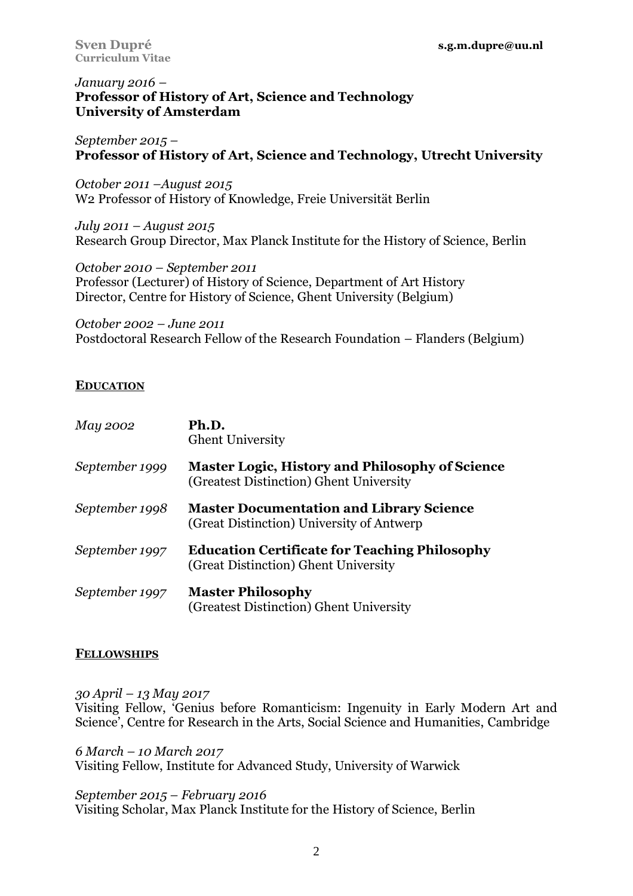*January 2016 –*
**Professor of History of Art, Science and Technology**
**University of Amsterdam**

*September 2015 –*
**Professor of History of Art, Science and Technology, Utrecht University**

*October 2011 –August 2015*
W2 Professor of History of Knowledge, Freie Universität Berlin

*July 2011 – August 2015*
Research Group Director, Max Planck Institute for the History of Science, Berlin

*October 2010 – September 2011*
Professor (Lecturer) of History of Science, Department of Art History
Director, Centre for History of Science, Ghent University (Belgium)

*October 2002 – June 2011*
Postdoctoral Research Fellow of the Research Foundation – Flanders (Belgium)

## EDUCATION

*May 2002* — **Ph.D.**
Ghent University

*September 1999* — **Master Logic, History and Philosophy of Science**
(Greatest Distinction) Ghent University

*September 1998* — **Master Documentation and Library Science**
(Great Distinction) University of Antwerp

*September 1997* — **Education Certificate for Teaching Philosophy**
(Great Distinction) Ghent University

*September 1997* — **Master Philosophy**
(Greatest Distinction) Ghent University

## FELLOWSHIPS

*30 April – 13 May 2017*
Visiting Fellow, 'Genius before Romanticism: Ingenuity in Early Modern Art and Science', Centre for Research in the Arts, Social Science and Humanities, Cambridge

*6 March – 10 March 2017*
Visiting Fellow, Institute for Advanced Study, University of Warwick

*September 2015 – February 2016*
Visiting Scholar, Max Planck Institute for the History of Science, Berlin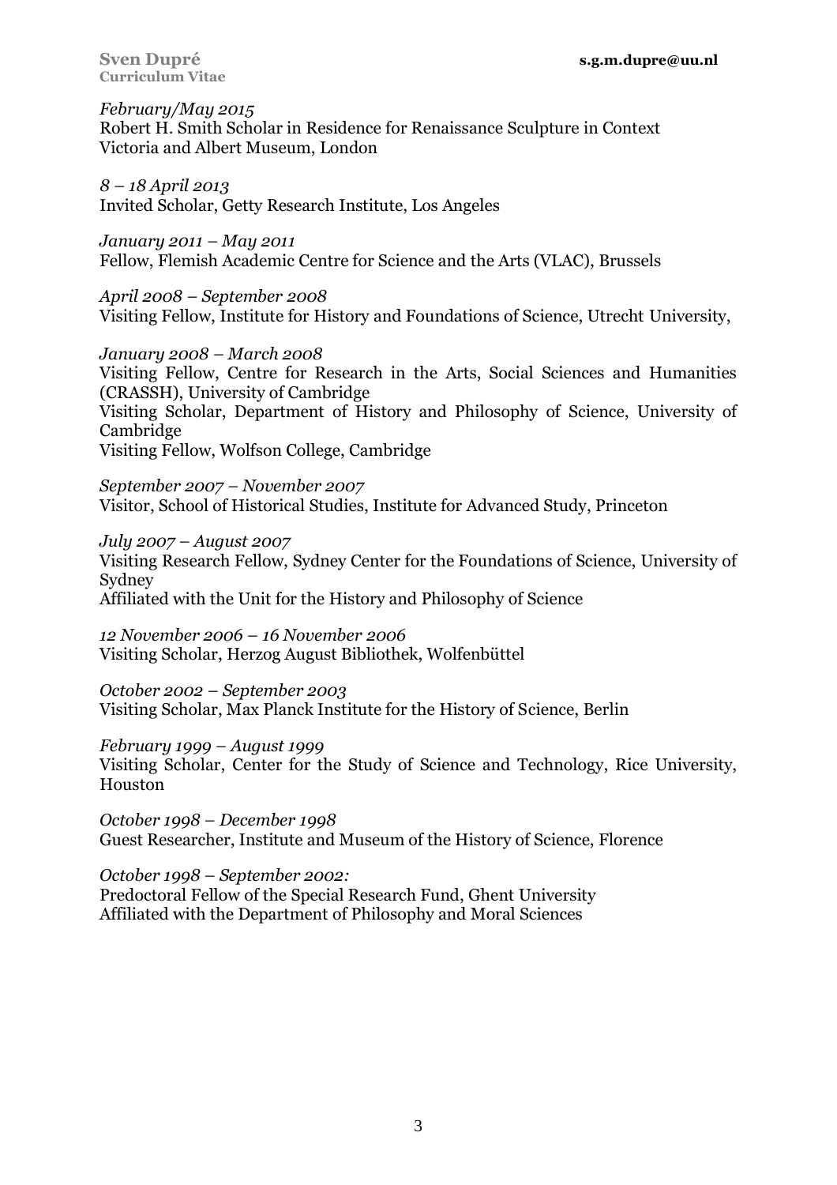*February/May 2015*
Robert H. Smith Scholar in Residence for Renaissance Sculpture in Context
Victoria and Albert Museum, London

*8 – 18 April 2013*
Invited Scholar, Getty Research Institute, Los Angeles

*January 2011 – May 2011*
Fellow, Flemish Academic Centre for Science and the Arts (VLAC), Brussels

*April 2008 – September 2008*
Visiting Fellow, Institute for History and Foundations of Science, Utrecht University,

*January 2008 – March 2008*
Visiting Fellow, Centre for Research in the Arts, Social Sciences and Humanities (CRASSH), University of Cambridge
Visiting Scholar, Department of History and Philosophy of Science, University of Cambridge
Visiting Fellow, Wolfson College, Cambridge

*September 2007 – November 2007*
Visitor, School of Historical Studies, Institute for Advanced Study, Princeton

*July 2007 – August 2007*
Visiting Research Fellow, Sydney Center for the Foundations of Science, University of Sydney
Affiliated with the Unit for the History and Philosophy of Science

*12 November 2006 – 16 November 2006*
Visiting Scholar, Herzog August Bibliothek, Wolfenbüttel

*October 2002 – September 2003*
Visiting Scholar, Max Planck Institute for the History of Science, Berlin

*February 1999 – August 1999*
Visiting Scholar, Center for the Study of Science and Technology, Rice University, Houston

*October 1998 – December 1998*
Guest Researcher, Institute and Museum of the History of Science, Florence

*October 1998 – September 2002:*
Predoctoral Fellow of the Special Research Fund, Ghent University
Affiliated with the Department of Philosophy and Moral Sciences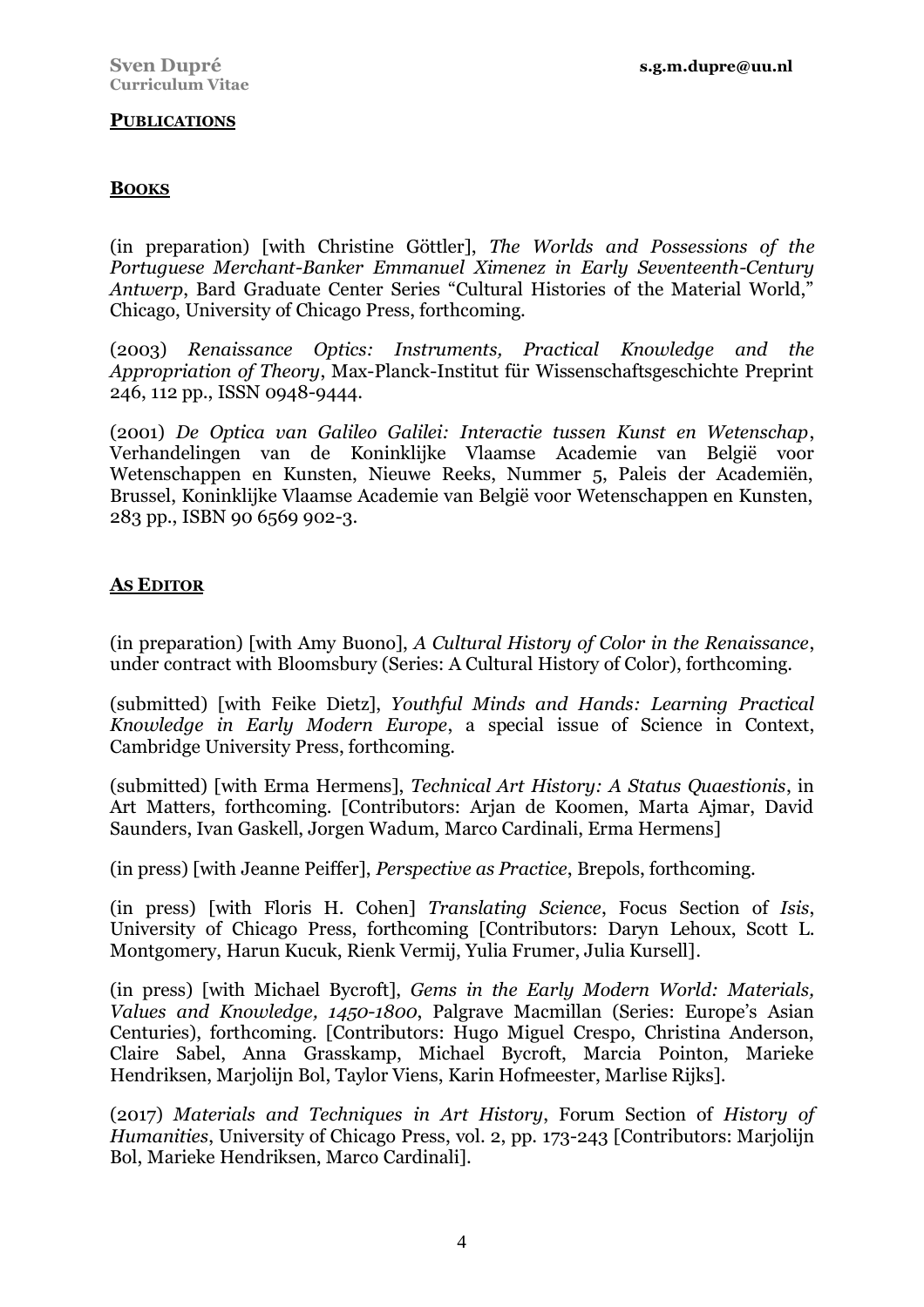## PUBLICATIONS

### BOOKS

(in preparation) [with Christine Göttler], *The Worlds and Possessions of the Portuguese Merchant-Banker Emmanuel Ximenez in Early Seventeenth-Century Antwerp*, Bard Graduate Center Series "Cultural Histories of the Material World," Chicago, University of Chicago Press, forthcoming.

(2003) *Renaissance Optics: Instruments, Practical Knowledge and the Appropriation of Theory*, Max-Planck-Institut für Wissenschaftsgeschichte Preprint 246, 112 pp., ISSN 0948-9444.

(2001) *De Optica van Galileo Galilei: Interactie tussen Kunst en Wetenschap*, Verhandelingen van de Koninklijke Vlaamse Academie van België voor Wetenschappen en Kunsten, Nieuwe Reeks, Nummer 5, Paleis der Academiën, Brussel, Koninklijke Vlaamse Academie van België voor Wetenschappen en Kunsten, 283 pp., ISBN 90 6569 902-3.

### AS EDITOR

(in preparation) [with Amy Buono], *A Cultural History of Color in the Renaissance*, under contract with Bloomsbury (Series: A Cultural History of Color), forthcoming.

(submitted) [with Feike Dietz], *Youthful Minds and Hands: Learning Practical Knowledge in Early Modern Europe*, a special issue of Science in Context, Cambridge University Press, forthcoming.

(submitted) [with Erma Hermens], *Technical Art History: A Status Quaestionis*, in Art Matters, forthcoming. [Contributors: Arjan de Koomen, Marta Ajmar, David Saunders, Ivan Gaskell, Jorgen Wadum, Marco Cardinali, Erma Hermens]

(in press) [with Jeanne Peiffer], *Perspective as Practice*, Brepols, forthcoming.

(in press) [with Floris H. Cohen] *Translating Science*, Focus Section of *Isis*, University of Chicago Press, forthcoming [Contributors: Daryn Lehoux, Scott L. Montgomery, Harun Kucuk, Rienk Vermij, Yulia Frumer, Julia Kursell].

(in press) [with Michael Bycroft], *Gems in the Early Modern World: Materials, Values and Knowledge, 1450-1800*, Palgrave Macmillan (Series: Europe's Asian Centuries), forthcoming. [Contributors: Hugo Miguel Crespo, Christina Anderson, Claire Sabel, Anna Grasskamp, Michael Bycroft, Marcia Pointon, Marieke Hendriksen, Marjolijn Bol, Taylor Viens, Karin Hofmeester, Marlise Rijks].

(2017) *Materials and Techniques in Art History*, Forum Section of *History of Humanities*, University of Chicago Press, vol. 2, pp. 173-243 [Contributors: Marjolijn Bol, Marieke Hendriksen, Marco Cardinali].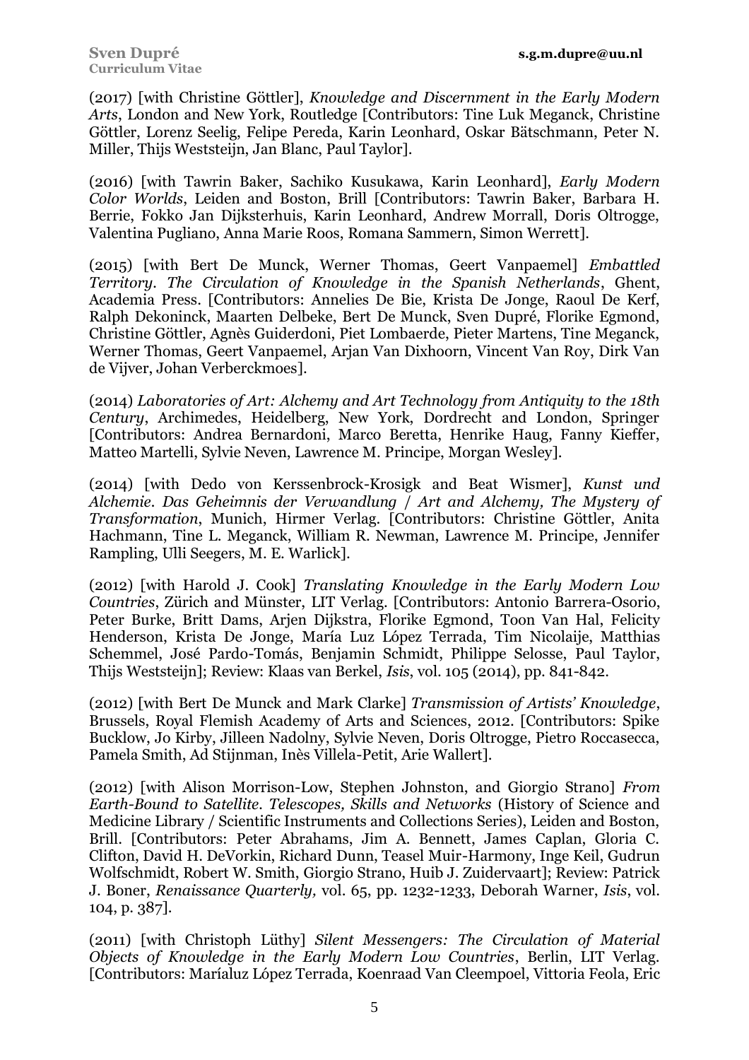(2017) [with Christine Göttler], *Knowledge and Discernment in the Early Modern Arts*, London and New York, Routledge [Contributors: Tine Luk Meganck, Christine Göttler, Lorenz Seelig, Felipe Pereda, Karin Leonhard, Oskar Bätschmann, Peter N. Miller, Thijs Weststeijn, Jan Blanc, Paul Taylor].

(2016) [with Tawrin Baker, Sachiko Kusukawa, Karin Leonhard], *Early Modern Color Worlds*, Leiden and Boston, Brill [Contributors: Tawrin Baker, Barbara H. Berrie, Fokko Jan Dijksterhuis, Karin Leonhard, Andrew Morrall, Doris Oltrogge, Valentina Pugliano, Anna Marie Roos, Romana Sammern, Simon Werrett].

(2015) [with Bert De Munck, Werner Thomas, Geert Vanpaemel] *Embattled Territory. The Circulation of Knowledge in the Spanish Netherlands*, Ghent, Academia Press. [Contributors: Annelies De Bie, Krista De Jonge, Raoul De Kerf, Ralph Dekoninck, Maarten Delbeke, Bert De Munck, Sven Dupré, Florike Egmond, Christine Göttler, Agnès Guiderdoni, Piet Lombaerde, Pieter Martens, Tine Meganck, Werner Thomas, Geert Vanpaemel, Arjan Van Dixhoorn, Vincent Van Roy, Dirk Van de Vijver, Johan Verberckmoes].

(2014) *Laboratories of Art: Alchemy and Art Technology from Antiquity to the 18th Century*, Archimedes, Heidelberg, New York, Dordrecht and London, Springer [Contributors: Andrea Bernardoni, Marco Beretta, Henrike Haug, Fanny Kieffer, Matteo Martelli, Sylvie Neven, Lawrence M. Principe, Morgan Wesley].

(2014) [with Dedo von Kerssenbrock-Krosigk and Beat Wismer], *Kunst und Alchemie. Das Geheimnis der Verwandlung / Art and Alchemy, The Mystery of Transformation*, Munich, Hirmer Verlag. [Contributors: Christine Göttler, Anita Hachmann, Tine L. Meganck, William R. Newman, Lawrence M. Principe, Jennifer Rampling, Ulli Seegers, M. E. Warlick].

(2012) [with Harold J. Cook] *Translating Knowledge in the Early Modern Low Countries*, Zürich and Münster, LIT Verlag. [Contributors: Antonio Barrera-Osorio, Peter Burke, Britt Dams, Arjen Dijkstra, Florike Egmond, Toon Van Hal, Felicity Henderson, Krista De Jonge, María Luz López Terrada, Tim Nicolaije, Matthias Schemmel, José Pardo-Tomás, Benjamin Schmidt, Philippe Selosse, Paul Taylor, Thijs Weststeijn]; Review: Klaas van Berkel, *Isis*, vol. 105 (2014), pp. 841-842.

(2012) [with Bert De Munck and Mark Clarke] *Transmission of Artists' Knowledge*, Brussels, Royal Flemish Academy of Arts and Sciences, 2012. [Contributors: Spike Bucklow, Jo Kirby, Jilleen Nadolny, Sylvie Neven, Doris Oltrogge, Pietro Roccasecca, Pamela Smith, Ad Stijnman, Inès Villela-Petit, Arie Wallert].

(2012) [with Alison Morrison-Low, Stephen Johnston, and Giorgio Strano] *From Earth-Bound to Satellite. Telescopes, Skills and Networks* (History of Science and Medicine Library / Scientific Instruments and Collections Series), Leiden and Boston, Brill. [Contributors: Peter Abrahams, Jim A. Bennett, James Caplan, Gloria C. Clifton, David H. DeVorkin, Richard Dunn, Teasel Muir-Harmony, Inge Keil, Gudrun Wolfschmidt, Robert W. Smith, Giorgio Strano, Huib J. Zuidervaart]; Review: Patrick J. Boner, *Renaissance Quarterly,* vol. 65, pp. 1232-1233, Deborah Warner, *Isis*, vol. 104, p. 387].

(2011) [with Christoph Lüthy] *Silent Messengers: The Circulation of Material Objects of Knowledge in the Early Modern Low Countries*, Berlin, LIT Verlag. [Contributors: Maríaluz López Terrada, Koenraad Van Cleempoel, Vittoria Feola, Eric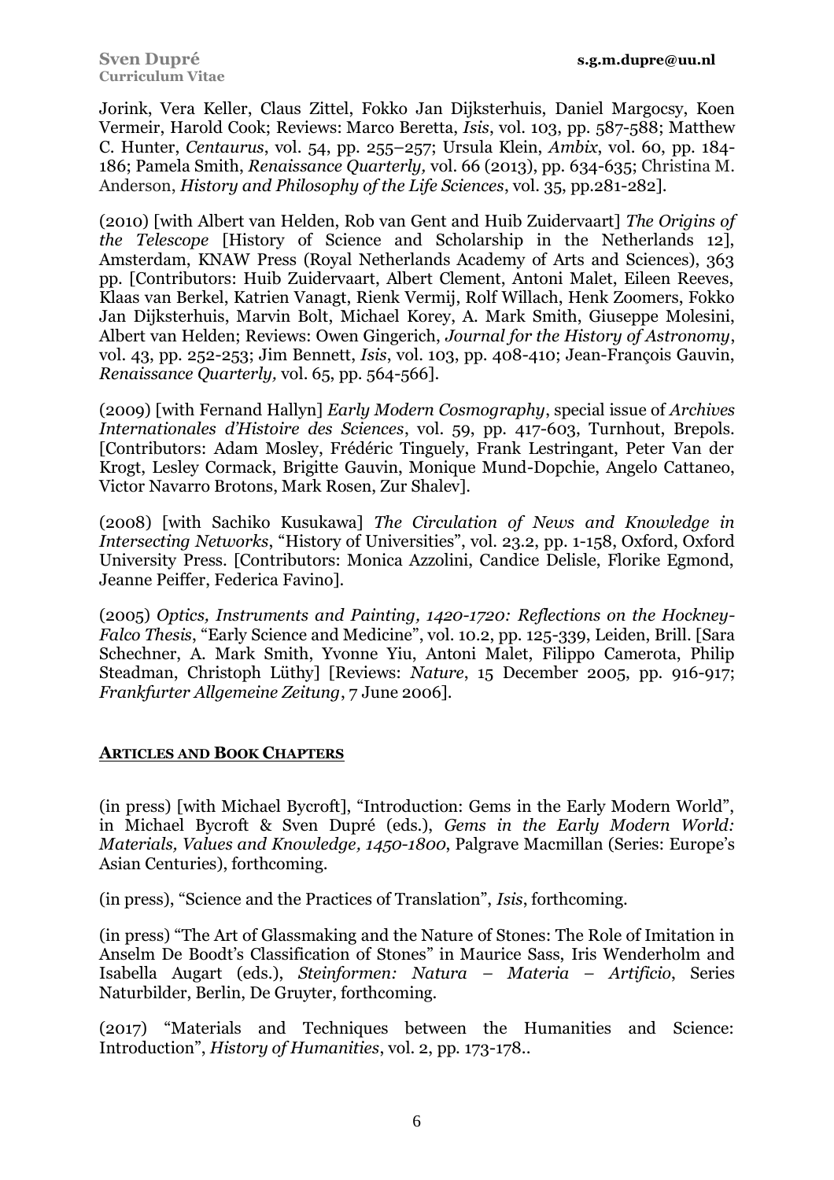Jorink, Vera Keller, Claus Zittel, Fokko Jan Dijksterhuis, Daniel Margocsy, Koen Vermeir, Harold Cook; Reviews: Marco Beretta, *Isis*, vol. 103, pp. 587-588; Matthew C. Hunter, *Centaurus*, vol. 54, pp. 255–257; Ursula Klein, *Ambix*, vol. 60, pp. 184-186; Pamela Smith, *Renaissance Quarterly,* vol. 66 (2013), pp. 634-635; Christina M. Anderson, *History and Philosophy of the Life Sciences*, vol. 35, pp.281-282].

(2010) [with Albert van Helden, Rob van Gent and Huib Zuidervaart] *The Origins of the Telescope* [History of Science and Scholarship in the Netherlands 12], Amsterdam, KNAW Press (Royal Netherlands Academy of Arts and Sciences), 363 pp. [Contributors: Huib Zuidervaart, Albert Clement, Antoni Malet, Eileen Reeves, Klaas van Berkel, Katrien Vanagt, Rienk Vermij, Rolf Willach, Henk Zoomers, Fokko Jan Dijksterhuis, Marvin Bolt, Michael Korey, A. Mark Smith, Giuseppe Molesini, Albert van Helden; Reviews: Owen Gingerich, *Journal for the History of Astronomy*, vol. 43, pp. 252-253; Jim Bennett, *Isis*, vol. 103, pp. 408-410; Jean-François Gauvin, *Renaissance Quarterly,* vol. 65, pp. 564-566].

(2009) [with Fernand Hallyn] *Early Modern Cosmography*, special issue of *Archives Internationales d'Histoire des Sciences*, vol. 59, pp. 417-603, Turnhout, Brepols. [Contributors: Adam Mosley, Frédéric Tinguely, Frank Lestringant, Peter Van der Krogt, Lesley Cormack, Brigitte Gauvin, Monique Mund-Dopchie, Angelo Cattaneo, Victor Navarro Brotons, Mark Rosen, Zur Shalev].

(2008) [with Sachiko Kusukawa] *The Circulation of News and Knowledge in Intersecting Networks*, "History of Universities", vol. 23.2, pp. 1-158, Oxford, Oxford University Press. [Contributors: Monica Azzolini, Candice Delisle, Florike Egmond, Jeanne Peiffer, Federica Favino].

(2005) *Optics, Instruments and Painting, 1420-1720: Reflections on the Hockney-Falco Thesis*, "Early Science and Medicine", vol. 10.2, pp. 125-339, Leiden, Brill. [Sara Schechner, A. Mark Smith, Yvonne Yiu, Antoni Malet, Filippo Camerota, Philip Steadman, Christoph Lüthy] [Reviews: *Nature*, 15 December 2005, pp. 916-917; *Frankfurter Allgemeine Zeitung*, 7 June 2006].

## ARTICLES AND BOOK CHAPTERS

(in press) [with Michael Bycroft], "Introduction: Gems in the Early Modern World", in Michael Bycroft & Sven Dupré (eds.), *Gems in the Early Modern World: Materials, Values and Knowledge, 1450-1800*, Palgrave Macmillan (Series: Europe's Asian Centuries), forthcoming.

(in press), "Science and the Practices of Translation", *Isis*, forthcoming.

(in press) "The Art of Glassmaking and the Nature of Stones: The Role of Imitation in Anselm De Boodt's Classification of Stones" in Maurice Sass, Iris Wenderholm and Isabella Augart (eds.), *Steinformen: Natura – Materia – Artificio*, Series Naturbilder, Berlin, De Gruyter, forthcoming.

(2017) "Materials and Techniques between the Humanities and Science: Introduction", *History of Humanities*, vol. 2, pp. 173-178..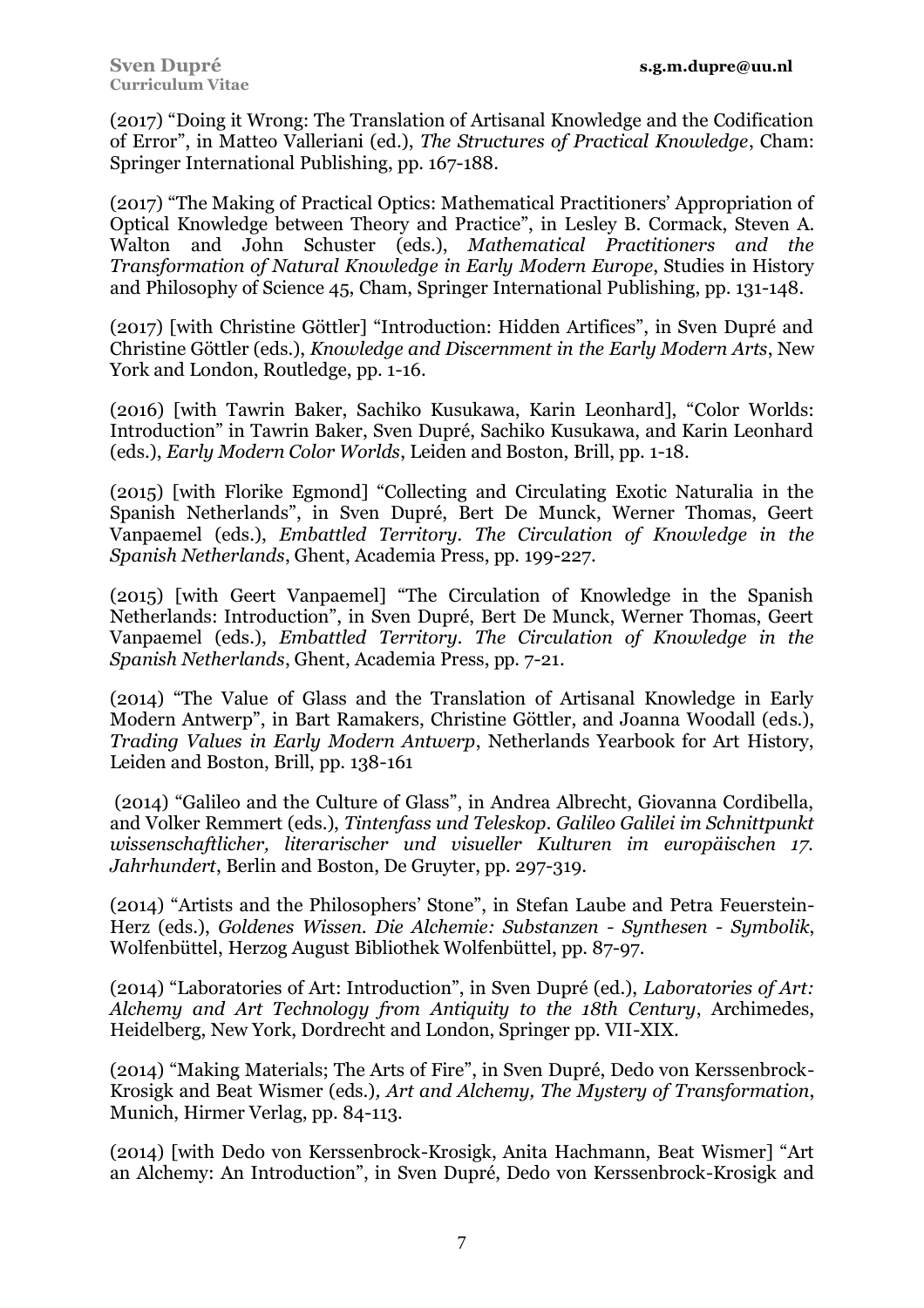(2017) “Doing it Wrong: The Translation of Artisanal Knowledge and the Codification of Error”, in Matteo Valleriani (ed.), *The Structures of Practical Knowledge*, Cham: Springer International Publishing, pp. 167-188.

(2017) “The Making of Practical Optics: Mathematical Practitioners’ Appropriation of Optical Knowledge between Theory and Practice”, in Lesley B. Cormack, Steven A. Walton and John Schuster (eds.), *Mathematical Practitioners and the Transformation of Natural Knowledge in Early Modern Europe*, Studies in History and Philosophy of Science 45, Cham, Springer International Publishing, pp. 131-148.

(2017) [with Christine Göttler] “Introduction: Hidden Artifices”, in Sven Dupré and Christine Göttler (eds.), *Knowledge and Discernment in the Early Modern Arts*, New York and London, Routledge, pp. 1-16.

(2016) [with Tawrin Baker, Sachiko Kusukawa, Karin Leonhard], “Color Worlds: Introduction” in Tawrin Baker, Sven Dupré, Sachiko Kusukawa, and Karin Leonhard (eds.), *Early Modern Color Worlds*, Leiden and Boston, Brill, pp. 1-18.

(2015) [with Florike Egmond] “Collecting and Circulating Exotic Naturalia in the Spanish Netherlands”, in Sven Dupré, Bert De Munck, Werner Thomas, Geert Vanpaemel (eds.), *Embattled Territory. The Circulation of Knowledge in the Spanish Netherlands*, Ghent, Academia Press, pp. 199-227.

(2015) [with Geert Vanpaemel] “The Circulation of Knowledge in the Spanish Netherlands: Introduction”, in Sven Dupré, Bert De Munck, Werner Thomas, Geert Vanpaemel (eds.), *Embattled Territory. The Circulation of Knowledge in the Spanish Netherlands*, Ghent, Academia Press, pp. 7-21.

(2014) “The Value of Glass and the Translation of Artisanal Knowledge in Early Modern Antwerp”, in Bart Ramakers, Christine Göttler, and Joanna Woodall (eds.), *Trading Values in Early Modern Antwerp*, Netherlands Yearbook for Art History, Leiden and Boston, Brill, pp. 138-161

(2014) “Galileo and the Culture of Glass”, in Andrea Albrecht, Giovanna Cordibella, and Volker Remmert (eds.), *Tintenfass und Teleskop. Galileo Galilei im Schnittpunkt wissenschaftlicher, literarischer und visueller Kulturen im europäischen 17. Jahrhundert*, Berlin and Boston, De Gruyter, pp. 297-319.

(2014) “Artists and the Philosophers’ Stone”, in Stefan Laube and Petra Feuerstein-Herz (eds.), *Goldenes Wissen. Die Alchemie: Substanzen - Synthesen - Symbolik*, Wolfenbüttel, Herzog August Bibliothek Wolfenbüttel, pp. 87-97.

(2014) “Laboratories of Art: Introduction”, in Sven Dupré (ed.), *Laboratories of Art: Alchemy and Art Technology from Antiquity to the 18th Century*, Archimedes, Heidelberg, New York, Dordrecht and London, Springer pp. VII-XIX.

(2014) “Making Materials; The Arts of Fire”, in Sven Dupré, Dedo von Kerssenbrock-Krosigk and Beat Wismer (eds.), *Art and Alchemy, The Mystery of Transformation*, Munich, Hirmer Verlag, pp. 84-113.

(2014) [with Dedo von Kerssenbrock-Krosigk, Anita Hachmann, Beat Wismer] “Art an Alchemy: An Introduction”, in Sven Dupré, Dedo von Kerssenbrock-Krosigk and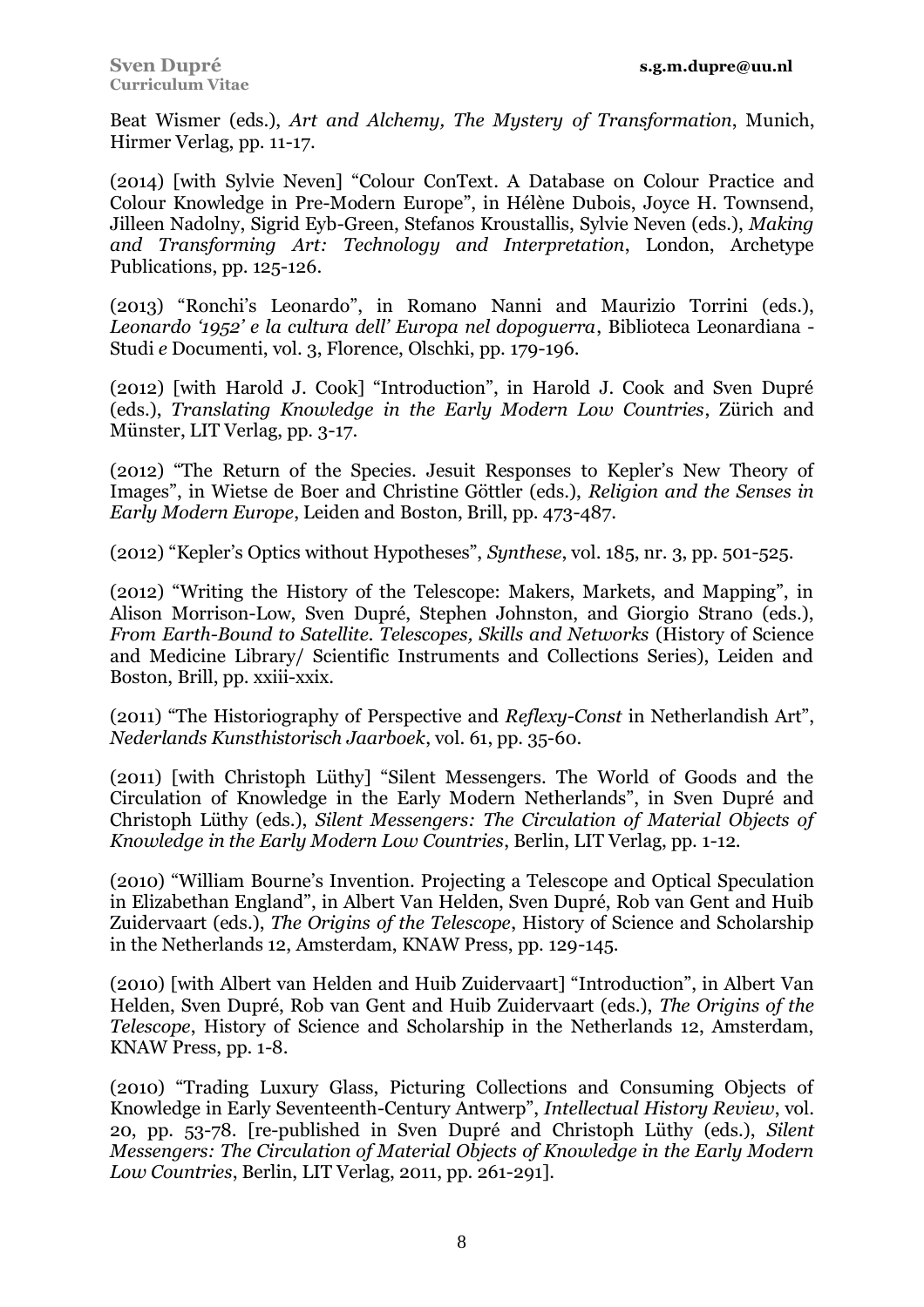Beat Wismer (eds.), *Art and Alchemy, The Mystery of Transformation*, Munich, Hirmer Verlag, pp. 11-17.

(2014) [with Sylvie Neven] "Colour ConText. A Database on Colour Practice and Colour Knowledge in Pre-Modern Europe", in Hélène Dubois, Joyce H. Townsend, Jilleen Nadolny, Sigrid Eyb-Green, Stefanos Kroustallis, Sylvie Neven (eds.), *Making and Transforming Art: Technology and Interpretation*, London, Archetype Publications, pp. 125-126.

(2013) "Ronchi's Leonardo", in Romano Nanni and Maurizio Torrini (eds.), *Leonardo '1952' e la cultura dell' Europa nel dopoguerra*, Biblioteca Leonardiana - Studi *e* Documenti, vol. 3, Florence, Olschki, pp. 179-196.

(2012) [with Harold J. Cook] "Introduction", in Harold J. Cook and Sven Dupré (eds.), *Translating Knowledge in the Early Modern Low Countries*, Zürich and Münster, LIT Verlag, pp. 3-17.

(2012) "The Return of the Species. Jesuit Responses to Kepler's New Theory of Images", in Wietse de Boer and Christine Göttler (eds.), *Religion and the Senses in Early Modern Europe*, Leiden and Boston, Brill, pp. 473-487.

(2012) "Kepler's Optics without Hypotheses", *Synthese*, vol. 185, nr. 3, pp. 501-525.

(2012) "Writing the History of the Telescope: Makers, Markets, and Mapping", in Alison Morrison-Low, Sven Dupré, Stephen Johnston, and Giorgio Strano (eds.), *From Earth-Bound to Satellite. Telescopes, Skills and Networks* (History of Science and Medicine Library/ Scientific Instruments and Collections Series), Leiden and Boston, Brill, pp. xxiii-xxix.

(2011) "The Historiography of Perspective and *Reflexy-Const* in Netherlandish Art", *Nederlands Kunsthistorisch Jaarboek*, vol. 61, pp. 35-60.

(2011) [with Christoph Lüthy] "Silent Messengers. The World of Goods and the Circulation of Knowledge in the Early Modern Netherlands", in Sven Dupré and Christoph Lüthy (eds.), *Silent Messengers: The Circulation of Material Objects of Knowledge in the Early Modern Low Countries*, Berlin, LIT Verlag, pp. 1-12.

(2010) "William Bourne's Invention. Projecting a Telescope and Optical Speculation in Elizabethan England", in Albert Van Helden, Sven Dupré, Rob van Gent and Huib Zuidervaart (eds.), *The Origins of the Telescope*, History of Science and Scholarship in the Netherlands 12, Amsterdam, KNAW Press, pp. 129-145.

(2010) [with Albert van Helden and Huib Zuidervaart] "Introduction", in Albert Van Helden, Sven Dupré, Rob van Gent and Huib Zuidervaart (eds.), *The Origins of the Telescope*, History of Science and Scholarship in the Netherlands 12, Amsterdam, KNAW Press, pp. 1-8.

(2010) "Trading Luxury Glass, Picturing Collections and Consuming Objects of Knowledge in Early Seventeenth-Century Antwerp", *Intellectual History Review*, vol. 20, pp. 53-78. [re-published in Sven Dupré and Christoph Lüthy (eds.), *Silent Messengers: The Circulation of Material Objects of Knowledge in the Early Modern Low Countries*, Berlin, LIT Verlag, 2011, pp. 261-291].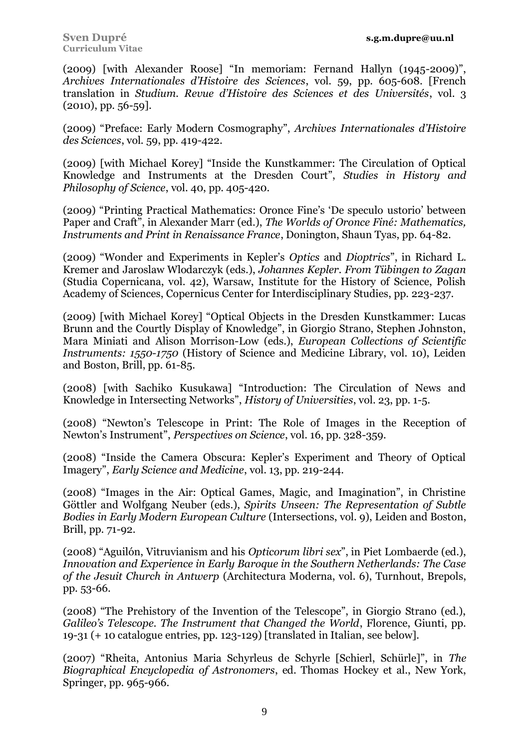(2009) [with Alexander Roose] "In memoriam: Fernand Hallyn (1945-2009)", *Archives Internationales d'Histoire des Sciences*, vol. 59, pp. 605-608. [French translation in *Studium. Revue d'Histoire des Sciences et des Universités*, vol. 3 (2010), pp. 56-59].

(2009) "Preface: Early Modern Cosmography", *Archives Internationales d'Histoire des Sciences*, vol. 59, pp. 419-422.

(2009) [with Michael Korey] "Inside the Kunstkammer: The Circulation of Optical Knowledge and Instruments at the Dresden Court", *Studies in History and Philosophy of Science*, vol. 40, pp. 405-420.

(2009) "Printing Practical Mathematics: Oronce Fine's 'De speculo ustorio' between Paper and Craft", in Alexander Marr (ed.), *The Worlds of Oronce Finé: Mathematics, Instruments and Print in Renaissance France*, Donington, Shaun Tyas, pp. 64-82.

(2009) "Wonder and Experiments in Kepler's *Optics* and *Dioptrics*", in Richard L. Kremer and Jaroslaw Wlodarczyk (eds.), *Johannes Kepler. From Tübingen to Zagan* (Studia Copernicana, vol. 42), Warsaw, Institute for the History of Science, Polish Academy of Sciences, Copernicus Center for Interdisciplinary Studies, pp. 223-237.

(2009) [with Michael Korey] "Optical Objects in the Dresden Kunstkammer: Lucas Brunn and the Courtly Display of Knowledge", in Giorgio Strano, Stephen Johnston, Mara Miniati and Alison Morrison-Low (eds.), *European Collections of Scientific Instruments: 1550-1750* (History of Science and Medicine Library, vol. 10), Leiden and Boston, Brill, pp. 61-85.

(2008) [with Sachiko Kusukawa] "Introduction: The Circulation of News and Knowledge in Intersecting Networks", *History of Universities*, vol. 23, pp. 1-5.

(2008) "Newton's Telescope in Print: The Role of Images in the Reception of Newton's Instrument", *Perspectives on Science*, vol. 16, pp. 328-359.

(2008) "Inside the Camera Obscura: Kepler's Experiment and Theory of Optical Imagery", *Early Science and Medicine*, vol. 13, pp. 219-244.

(2008) "Images in the Air: Optical Games, Magic, and Imagination", in Christine Göttler and Wolfgang Neuber (eds.), *Spirits Unseen: The Representation of Subtle Bodies in Early Modern European Culture* (Intersections, vol. 9), Leiden and Boston, Brill, pp. 71-92.

(2008) "Aguilón, Vitruvianism and his *Opticorum libri sex*", in Piet Lombaerde (ed.), *Innovation and Experience in Early Baroque in the Southern Netherlands: The Case of the Jesuit Church in Antwerp* (Architectura Moderna, vol. 6), Turnhout, Brepols, pp. 53-66.

(2008) "The Prehistory of the Invention of the Telescope", in Giorgio Strano (ed.), *Galileo's Telescope. The Instrument that Changed the World*, Florence, Giunti, pp. 19-31 (+ 10 catalogue entries, pp. 123-129) [translated in Italian, see below].

(2007) "Rheita, Antonius Maria Schyrleus de Schyrle [Schierl, Schürle]", in *The Biographical Encyclopedia of Astronomers*, ed. Thomas Hockey et al., New York, Springer, pp. 965-966.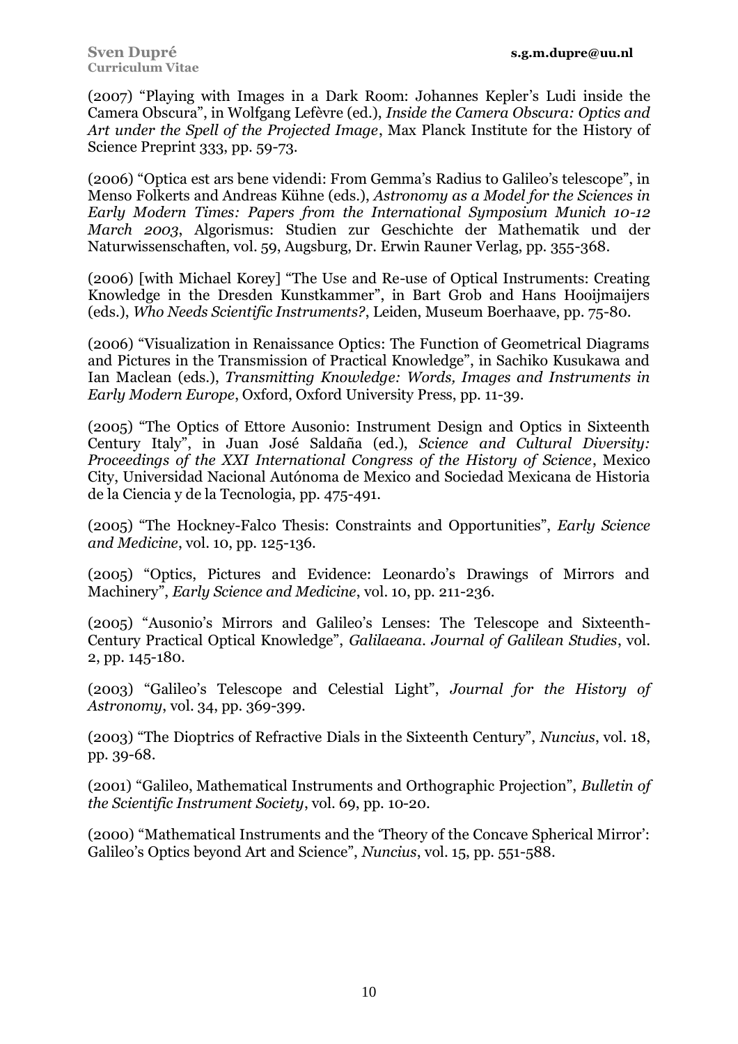(2007) “Playing with Images in a Dark Room: Johannes Kepler’s Ludi inside the Camera Obscura”, in Wolfgang Lefèvre (ed.), *Inside the Camera Obscura: Optics and Art under the Spell of the Projected Image*, Max Planck Institute for the History of Science Preprint 333, pp. 59-73.

(2006) “Optica est ars bene videndi: From Gemma’s Radius to Galileo’s telescope”, in Menso Folkerts and Andreas Kühne (eds.), *Astronomy as a Model for the Sciences in Early Modern Times: Papers from the International Symposium Munich 10-12 March 2003*, Algorismus: Studien zur Geschichte der Mathematik und der Naturwissenschaften, vol. 59, Augsburg, Dr. Erwin Rauner Verlag, pp. 355-368.

(2006) [with Michael Korey] “The Use and Re-use of Optical Instruments: Creating Knowledge in the Dresden Kunstkammer”, in Bart Grob and Hans Hooijmaijers (eds.), *Who Needs Scientific Instruments?*, Leiden, Museum Boerhaave, pp. 75-80.

(2006) “Visualization in Renaissance Optics: The Function of Geometrical Diagrams and Pictures in the Transmission of Practical Knowledge”, in Sachiko Kusukawa and Ian Maclean (eds.), *Transmitting Knowledge: Words, Images and Instruments in Early Modern Europe*, Oxford, Oxford University Press, pp. 11-39.

(2005) “The Optics of Ettore Ausonio: Instrument Design and Optics in Sixteenth Century Italy”, in Juan José Saldaña (ed.), *Science and Cultural Diversity: Proceedings of the XXI International Congress of the History of Science*, Mexico City, Universidad Nacional Autónoma de Mexico and Sociedad Mexicana de Historia de la Ciencia y de la Tecnologia, pp. 475-491.

(2005) “The Hockney-Falco Thesis: Constraints and Opportunities”, *Early Science and Medicine*, vol. 10, pp. 125-136.

(2005) “Optics, Pictures and Evidence: Leonardo’s Drawings of Mirrors and Machinery”, *Early Science and Medicine*, vol. 10, pp. 211-236.

(2005) “Ausonio’s Mirrors and Galileo’s Lenses: The Telescope and Sixteenth-Century Practical Optical Knowledge”, *Galilaeana. Journal of Galilean Studies*, vol. 2, pp. 145-180.

(2003) “Galileo’s Telescope and Celestial Light”, *Journal for the History of Astronomy*, vol. 34, pp. 369-399.

(2003) “The Dioptrics of Refractive Dials in the Sixteenth Century”, *Nuncius*, vol. 18, pp. 39-68.

(2001) “Galileo, Mathematical Instruments and Orthographic Projection”, *Bulletin of the Scientific Instrument Society*, vol. 69, pp. 10-20.

(2000) “Mathematical Instruments and the ‘Theory of the Concave Spherical Mirror’: Galileo’s Optics beyond Art and Science”, *Nuncius*, vol. 15, pp. 551-588.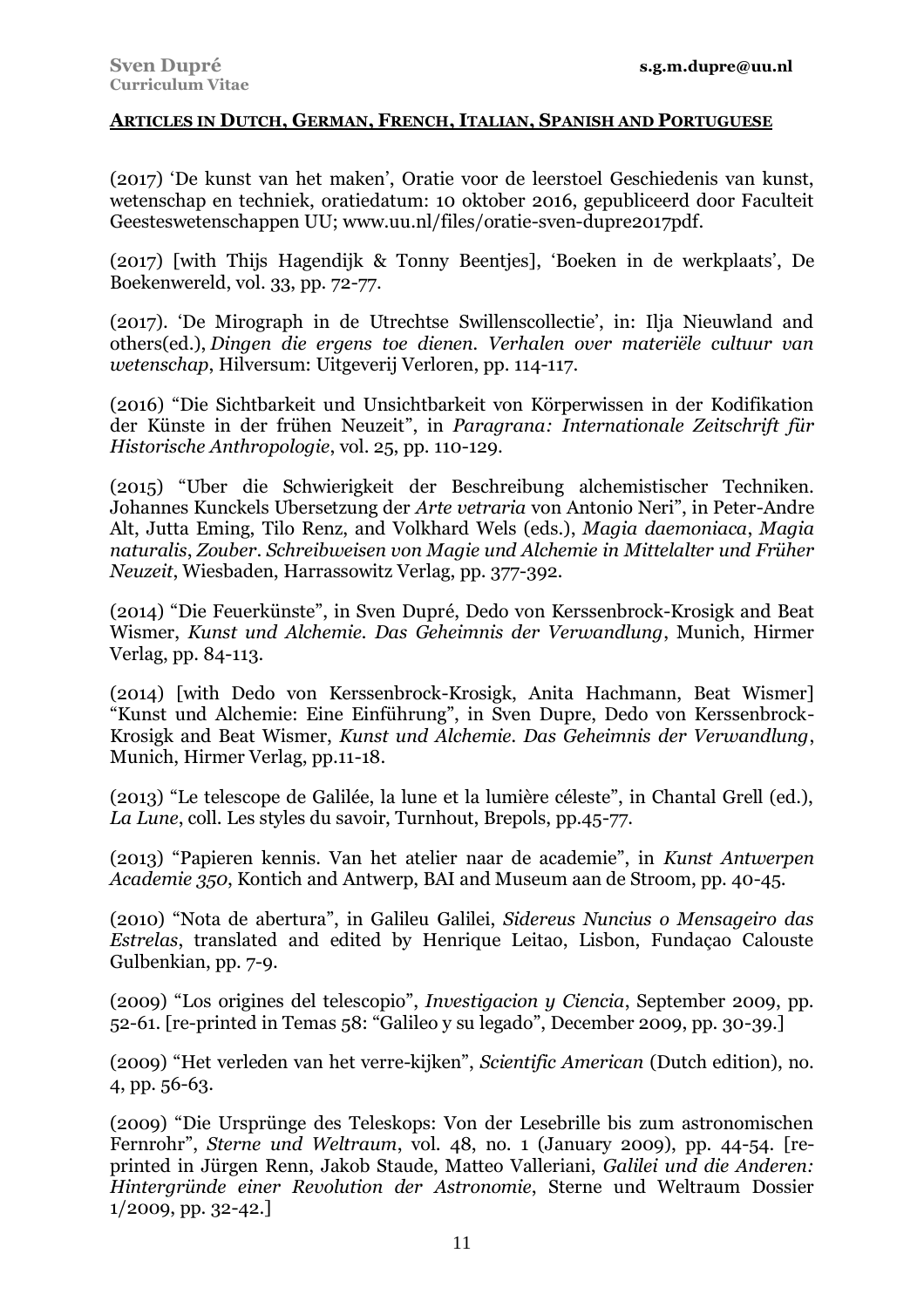## ARTICLES IN DUTCH, GERMAN, FRENCH, ITALIAN, SPANISH AND PORTUGUESE

(2017) 'De kunst van het maken', Oratie voor de leerstoel Geschiedenis van kunst, wetenschap en techniek, oratiedatum: 10 oktober 2016, gepubliceerd door Faculteit Geesteswetenschappen UU; www.uu.nl/files/oratie-sven-dupre2017pdf.

(2017) [with Thijs Hagendijk & Tonny Beentjes], 'Boeken in de werkplaats', De Boekenwereld, vol. 33, pp. 72-77.

(2017). 'De Mirograph in de Utrechtse Swillenscollectie', in: Ilja Nieuwland and others(ed.), *Dingen die ergens toe dienen. Verhalen over materiële cultuur van wetenschap*, Hilversum: Uitgeverij Verloren, pp. 114-117.

(2016) "Die Sichtbarkeit und Unsichtbarkeit von Körperwissen in der Kodifikation der Künste in der frühen Neuzeit", in *Paragrana: Internationale Zeitschrift für Historische Anthropologie*, vol. 25, pp. 110-129.

(2015) "Uber die Schwierigkeit der Beschreibung alchemistischer Techniken. Johannes Kunckels Ubersetzung der *Arte vetraria* von Antonio Neri", in Peter-Andre Alt, Jutta Eming, Tilo Renz, and Volkhard Wels (eds.), *Magia daemoniaca*, *Magia naturalis*, *Zouber*. *Schreibweisen von Magie und Alchemie in Mittelalter und Früher Neuzeit*, Wiesbaden, Harrassowitz Verlag, pp. 377-392.

(2014) "Die Feuerkünste", in Sven Dupré, Dedo von Kerssenbrock-Krosigk and Beat Wismer, *Kunst und Alchemie. Das Geheimnis der Verwandlung*, Munich, Hirmer Verlag, pp. 84-113.

(2014) [with Dedo von Kerssenbrock-Krosigk, Anita Hachmann, Beat Wismer] "Kunst und Alchemie: Eine Einführung", in Sven Dupre, Dedo von Kerssenbrock-Krosigk and Beat Wismer, *Kunst und Alchemie. Das Geheimnis der Verwandlung*, Munich, Hirmer Verlag, pp.11-18.

(2013) "Le telescope de Galilée, la lune et la lumière céleste", in Chantal Grell (ed.), *La Lune*, coll. Les styles du savoir, Turnhout, Brepols, pp.45-77.

(2013) "Papieren kennis. Van het atelier naar de academie", in *Kunst Antwerpen Academie 350*, Kontich and Antwerp, BAI and Museum aan de Stroom, pp. 40-45.

(2010) "Nota de abertura", in Galileu Galilei, *Sidereus Nuncius o Mensageiro das Estrelas*, translated and edited by Henrique Leitao, Lisbon, Fundaçao Calouste Gulbenkian, pp. 7-9.

(2009) "Los origines del telescopio", *Investigacion y Ciencia*, September 2009, pp. 52-61. [re-printed in Temas 58: "Galileo y su legado", December 2009, pp. 30-39.]

(2009) "Het verleden van het verre-kijken", *Scientific American* (Dutch edition), no. 4, pp. 56-63.

(2009) "Die Ursprünge des Teleskops: Von der Lesebrille bis zum astronomischen Fernrohr", *Sterne und Weltraum*, vol. 48, no. 1 (January 2009), pp. 44-54. [re-printed in Jürgen Renn, Jakob Staude, Matteo Valleriani, *Galilei und die Anderen: Hintergründe einer Revolution der Astronomie*, Sterne und Weltraum Dossier 1/2009, pp. 32-42.]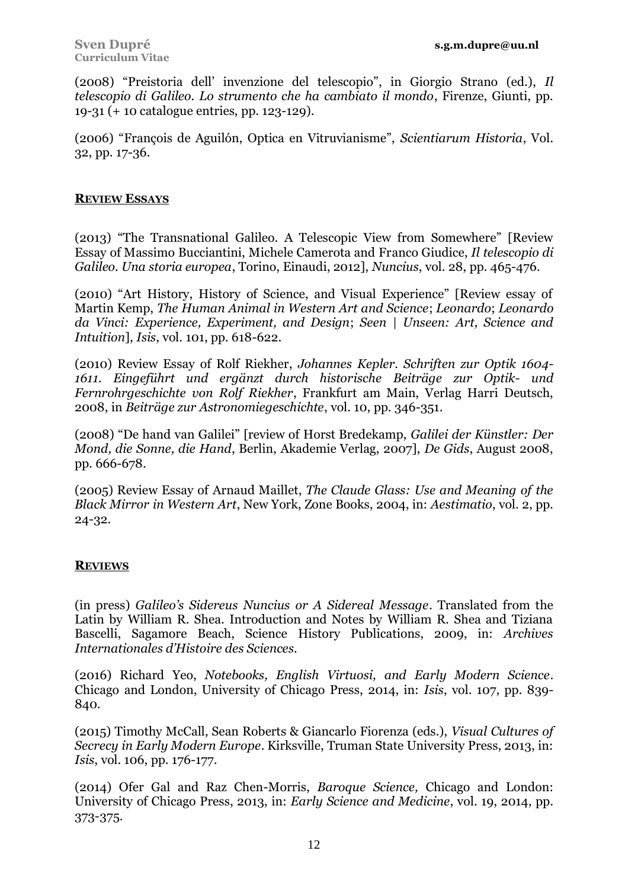(2008) "Preistoria dell' invenzione del telescopio", in Giorgio Strano (ed.), *Il telescopio di Galileo. Lo strumento che ha cambiato il mondo*, Firenze, Giunti, pp. 19-31 (+ 10 catalogue entries, pp. 123-129).

(2006) "François de Aguilón, Optica en Vitruvianisme", *Scientiarum Historia*, Vol. 32, pp. 17-36.

## REVIEW ESSAYS

(2013) "The Transnational Galileo. A Telescopic View from Somewhere" [Review Essay of Massimo Bucciantini, Michele Camerota and Franco Giudice, *Il telescopio di Galileo. Una storia europea*, Torino, Einaudi, 2012], *Nuncius*, vol. 28, pp. 465-476.

(2010) "Art History, History of Science, and Visual Experience" [Review essay of Martin Kemp, *The Human Animal in Western Art and Science*; *Leonardo*; *Leonardo da Vinci: Experience, Experiment, and Design*; *Seen | Unseen: Art, Science and Intuition*], *Isis*, vol. 101, pp. 618-622.

(2010) Review Essay of Rolf Riekher, *Johannes Kepler. Schriften zur Optik 1604-1611. Eingeführt und ergänzt durch historische Beiträge zur Optik- und Fernrohrgeschichte von Rolf Riekher*, Frankfurt am Main, Verlag Harri Deutsch, 2008, in *Beiträge zur Astronomiegeschichte*, vol. 10, pp. 346-351.

(2008) "De hand van Galilei" [review of Horst Bredekamp, *Galilei der Künstler: Der Mond, die Sonne, die Hand*, Berlin, Akademie Verlag, 2007], *De Gids*, August 2008, pp. 666-678.

(2005) Review Essay of Arnaud Maillet, *The Claude Glass: Use and Meaning of the Black Mirror in Western Art*, New York, Zone Books, 2004, in: *Aestimatio*, vol. 2, pp. 24-32.

## REVIEWS

(in press) *Galileo's Sidereus Nuncius or A Sidereal Message*. Translated from the Latin by William R. Shea. Introduction and Notes by William R. Shea and Tiziana Bascelli, Sagamore Beach, Science History Publications, 2009, in: *Archives Internationales d'Histoire des Sciences*.

(2016) Richard Yeo, *Notebooks, English Virtuosi, and Early Modern Science*. Chicago and London, University of Chicago Press, 2014, in: *Isis*, vol. 107, pp. 839-840.

(2015) Timothy McCall, Sean Roberts & Giancarlo Fiorenza (eds.), *Visual Cultures of Secrecy in Early Modern Europe*. Kirksville, Truman State University Press, 2013, in: *Isis*, vol. 106, pp. 176-177.

(2014) Ofer Gal and Raz Chen-Morris, *Baroque Science,* Chicago and London: University of Chicago Press, 2013, in: *Early Science and Medicine*, vol. 19, 2014, pp. 373-375.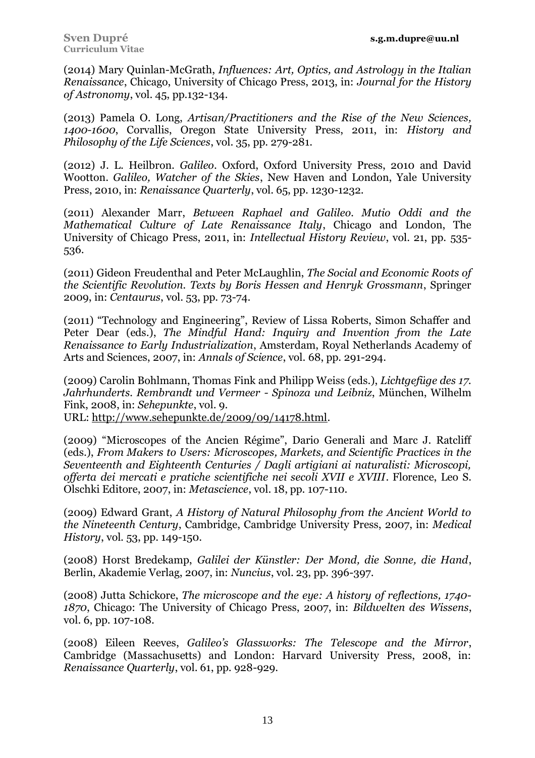(2014) Mary Quinlan-McGrath, *Influences: Art, Optics, and Astrology in the Italian Renaissance*, Chicago, University of Chicago Press, 2013, in: *Journal for the History of Astronomy*, vol. 45, pp.132-134.

(2013) Pamela O. Long, *Artisan/Practitioners and the Rise of the New Sciences, 1400-1600*, Corvallis, Oregon State University Press, 2011, in: *History and Philosophy of the Life Sciences*, vol. 35, pp. 279-281.

(2012) J. L. Heilbron. *Galileo*. Oxford, Oxford University Press, 2010 and David Wootton. *Galileo, Watcher of the Skies*, New Haven and London, Yale University Press, 2010, in: *Renaissance Quarterly*, vol. 65, pp. 1230-1232.

(2011) Alexander Marr, *Between Raphael and Galileo. Mutio Oddi and the Mathematical Culture of Late Renaissance Italy*, Chicago and London, The University of Chicago Press, 2011, in: *Intellectual History Review*, vol. 21, pp. 535-536.

(2011) Gideon Freudenthal and Peter McLaughlin, *The Social and Economic Roots of the Scientific Revolution. Texts by Boris Hessen and Henryk Grossmann*, Springer 2009, in: *Centaurus*, vol. 53, pp. 73-74.

(2011) "Technology and Engineering", Review of Lissa Roberts, Simon Schaffer and Peter Dear (eds.), *The Mindful Hand: Inquiry and Invention from the Late Renaissance to Early Industrialization*, Amsterdam, Royal Netherlands Academy of Arts and Sciences, 2007, in: *Annals of Science*, vol. 68, pp. 291-294.

(2009) Carolin Bohlmann, Thomas Fink and Philipp Weiss (eds.), *Lichtgefüge des 17. Jahrhunderts. Rembrandt und Vermeer - Spinoza und Leibniz*, München, Wilhelm Fink, 2008, in: *Sehepunkte*, vol. 9.
URL: http://www.sehepunkte.de/2009/09/14178.html.

(2009) "Microscopes of the Ancien Régime", Dario Generali and Marc J. Ratcliff (eds.), *From Makers to Users: Microscopes, Markets, and Scientific Practices in the Seventeenth and Eighteenth Centuries / Dagli artigiani ai naturalisti: Microscopi, offerta dei mercati e pratiche scientifiche nei secoli XVII e XVIII*. Florence, Leo S. Olschki Editore, 2007, in: *Metascience*, vol. 18, pp. 107-110.

(2009) Edward Grant, *A History of Natural Philosophy from the Ancient World to the Nineteenth Century*, Cambridge, Cambridge University Press, 2007, in: *Medical History*, vol. 53, pp. 149-150.

(2008) Horst Bredekamp, *Galilei der Künstler: Der Mond, die Sonne, die Hand*, Berlin, Akademie Verlag, 2007, in: *Nuncius*, vol. 23, pp. 396-397.

(2008) Jutta Schickore, *The microscope and the eye: A history of reflections, 1740-1870*, Chicago: The University of Chicago Press, 2007, in: *Bildwelten des Wissens*, vol. 6, pp. 107-108.

(2008) Eileen Reeves, *Galileo's Glassworks: The Telescope and the Mirror*, Cambridge (Massachusetts) and London: Harvard University Press, 2008, in: *Renaissance Quarterly*, vol. 61, pp. 928-929.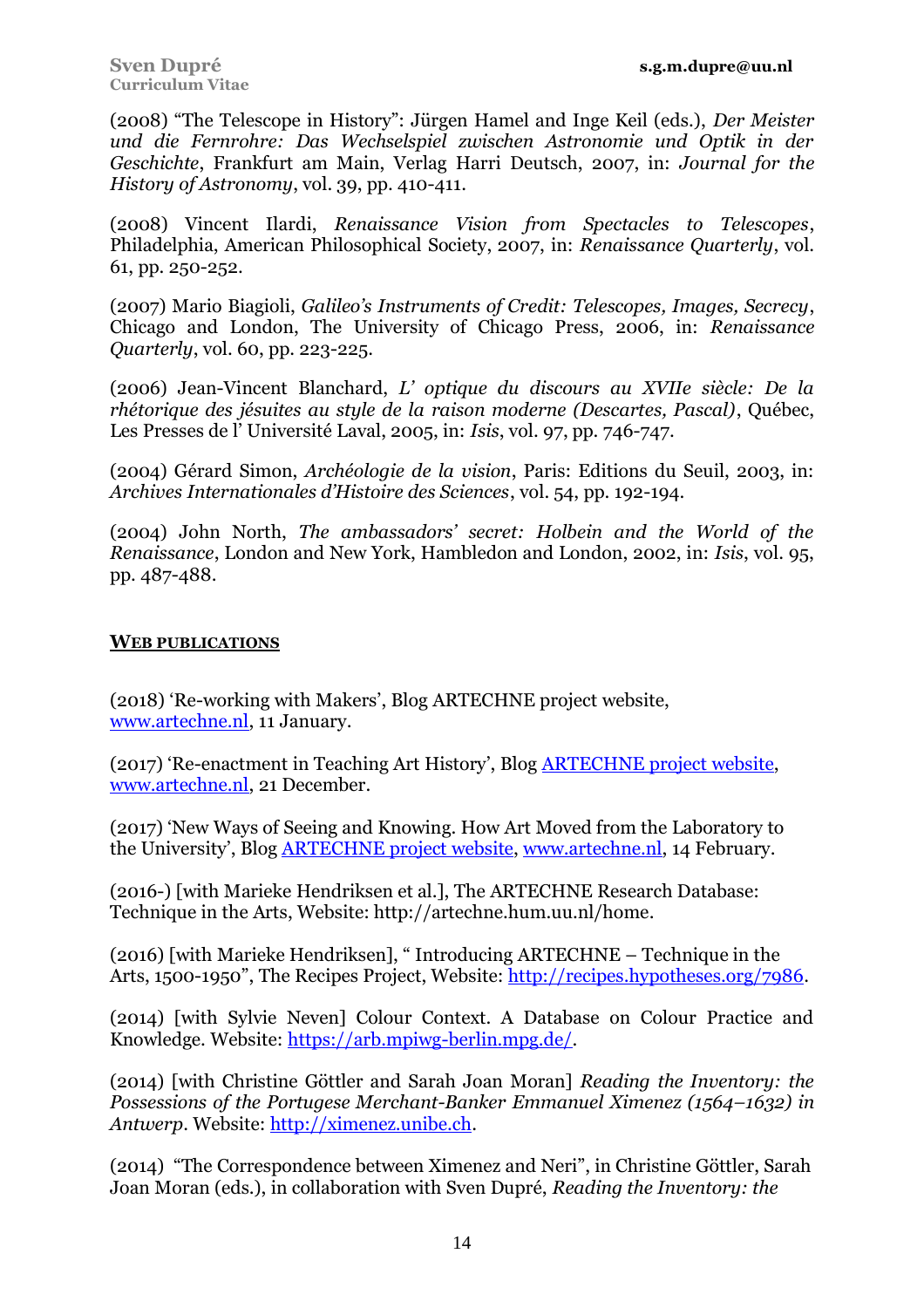(2008) “The Telescope in History”: Jürgen Hamel and Inge Keil (eds.), *Der Meister und die Fernrohre: Das Wechselspiel zwischen Astronomie und Optik in der Geschichte*, Frankfurt am Main, Verlag Harri Deutsch, 2007, in: *Journal for the History of Astronomy*, vol. 39, pp. 410-411.

(2008) Vincent Ilardi, *Renaissance Vision from Spectacles to Telescopes*, Philadelphia, American Philosophical Society, 2007, in: *Renaissance Quarterly*, vol. 61, pp. 250-252.

(2007) Mario Biagioli, *Galileo's Instruments of Credit: Telescopes, Images, Secrecy*, Chicago and London, The University of Chicago Press, 2006, in: *Renaissance Quarterly*, vol. 60, pp. 223-225.

(2006) Jean-Vincent Blanchard, *L' optique du discours au XVIIe siècle: De la rhétorique des jésuites au style de la raison moderne (Descartes, Pascal)*, Québec, Les Presses de l' Université Laval, 2005, in: *Isis*, vol. 97, pp. 746-747.

(2004) Gérard Simon, *Archéologie de la vision*, Paris: Editions du Seuil, 2003, in: *Archives Internationales d'Histoire des Sciences*, vol. 54, pp. 192-194.

(2004) John North, *The ambassadors' secret: Holbein and the World of the Renaissance*, London and New York, Hambledon and London, 2002, in: *Isis*, vol. 95, pp. 487-488.

## WEB PUBLICATIONS

(2018) 'Re-working with Makers', Blog ARTECHNE project website, www.artechne.nl, 11 January.

(2017) 'Re-enactment in Teaching Art History', Blog ARTECHNE project website, www.artechne.nl, 21 December.

(2017) 'New Ways of Seeing and Knowing. How Art Moved from the Laboratory to the University', Blog ARTECHNE project website, www.artechne.nl, 14 February.

(2016-) [with Marieke Hendriksen et al.], The ARTECHNE Research Database: Technique in the Arts, Website: http://artechne.hum.uu.nl/home.

(2016) [with Marieke Hendriksen], “ Introducing ARTECHNE – Technique in the Arts, 1500-1950”, The Recipes Project, Website: http://recipes.hypotheses.org/7986.

(2014) [with Sylvie Neven] Colour Context. A Database on Colour Practice and Knowledge. Website: https://arb.mpiwg-berlin.mpg.de/.

(2014) [with Christine Göttler and Sarah Joan Moran] *Reading the Inventory: the Possessions of the Portugese Merchant-Banker Emmanuel Ximenez (1564–1632) in Antwerp*. Website: http://ximenez.unibe.ch.

(2014) “The Correspondence between Ximenez and Neri”, in Christine Göttler, Sarah Joan Moran (eds.), in collaboration with Sven Dupré, *Reading the Inventory: the*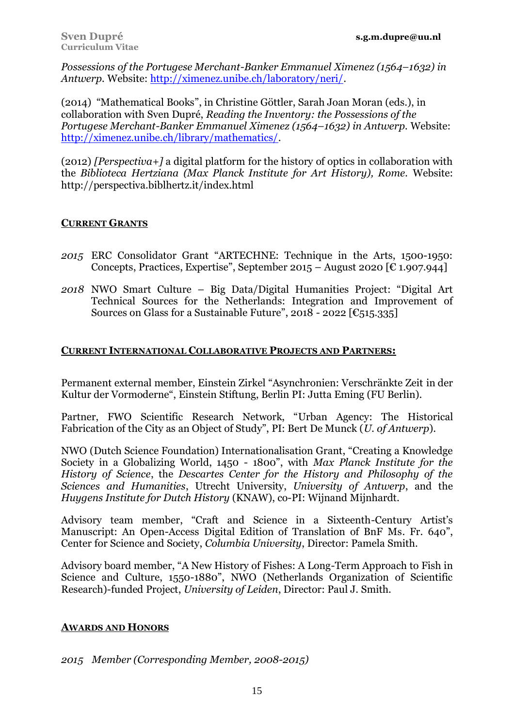*Possessions of the Portugese Merchant-Banker Emmanuel Ximenez (1564–1632) in Antwerp.* Website: http://ximenez.unibe.ch/laboratory/neri/.

(2014) "Mathematical Books", in Christine Göttler, Sarah Joan Moran (eds.), in collaboration with Sven Dupré, *Reading the Inventory: the Possessions of the Portugese Merchant-Banker Emmanuel Ximenez (1564–1632) in Antwerp.* Website: http://ximenez.unibe.ch/library/mathematics/.

(2012) *[Perspectiva+]* a digital platform for the history of optics in collaboration with the *Biblioteca Hertziana (Max Planck Institute for Art History), Rome.* Website: http://perspectiva.biblhertz.it/index.html

## CURRENT GRANTS

*2015* ERC Consolidator Grant "ARTECHNE: Technique in the Arts, 1500-1950: Concepts, Practices, Expertise", September 2015 – August 2020 [€ 1.907.944]

*2018* NWO Smart Culture – Big Data/Digital Humanities Project: "Digital Art Technical Sources for the Netherlands: Integration and Improvement of Sources on Glass for a Sustainable Future", 2018 - 2022 [€515.335]

## CURRENT INTERNATIONAL COLLABORATIVE PROJECTS AND PARTNERS:

Permanent external member, Einstein Zirkel "Asynchronien: Verschränkte Zeit in der Kultur der Vormoderne", Einstein Stiftung, Berlin PI: Jutta Eming (FU Berlin).

Partner, FWO Scientific Research Network, "Urban Agency: The Historical Fabrication of the City as an Object of Study", PI: Bert De Munck (*U. of Antwerp*).

NWO (Dutch Science Foundation) Internationalisation Grant, "Creating a Knowledge Society in a Globalizing World, 1450 - 1800", with *Max Planck Institute for the History of Science*, the *Descartes Center for the History and Philosophy of the Sciences and Humanities*, Utrecht University, *University of Antwerp*, and the *Huygens Institute for Dutch History* (KNAW), co-PI: Wijnand Mijnhardt.

Advisory team member, "Craft and Science in a Sixteenth-Century Artist's Manuscript: An Open-Access Digital Edition of Translation of BnF Ms. Fr. 640", Center for Science and Society, *Columbia University*, Director: Pamela Smith.

Advisory board member, "A New History of Fishes: A Long-Term Approach to Fish in Science and Culture, 1550-1880", NWO (Netherlands Organization of Scientific Research)-funded Project, *University of Leiden*, Director: Paul J. Smith.

## AWARDS AND HONORS

*2015 Member (Corresponding Member, 2008-2015)*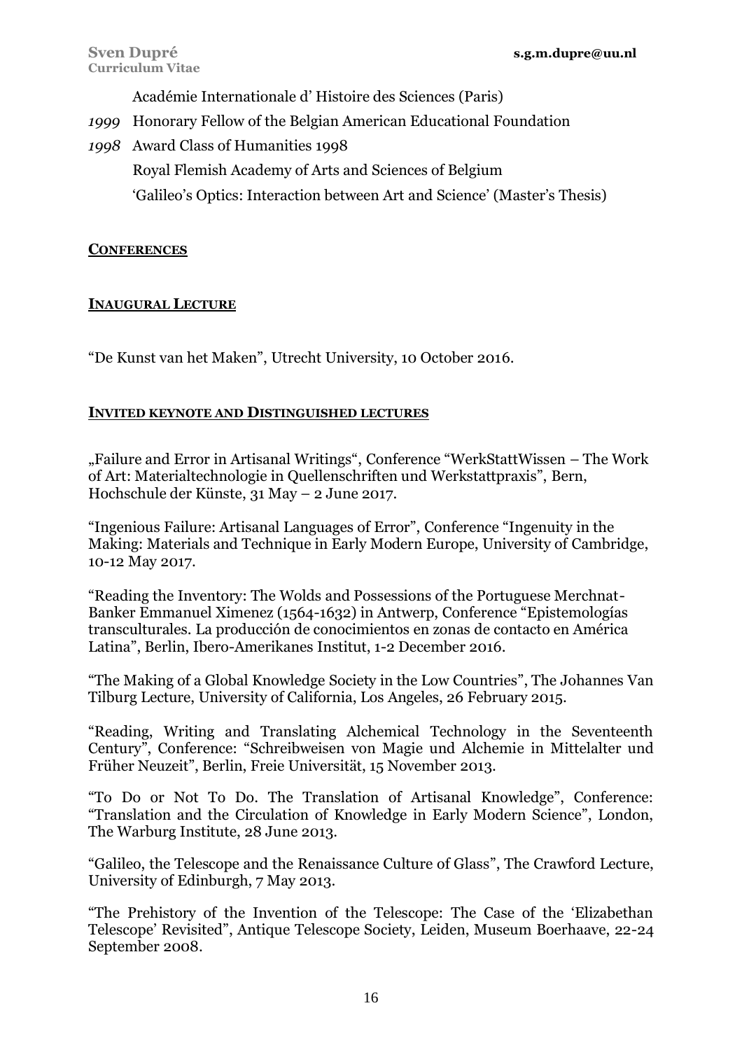Académie Internationale d' Histoire des Sciences (Paris)

*1999* Honorary Fellow of the Belgian American Educational Foundation

*1998* Award Class of Humanities 1998

Royal Flemish Academy of Arts and Sciences of Belgium

'Galileo's Optics: Interaction between Art and Science' (Master's Thesis)

## Conferences

### Inaugural Lecture

"De Kunst van het Maken", Utrecht University, 10 October 2016.

### Invited keynote and Distinguished lectures

„Failure and Error in Artisanal Writings", Conference "WerkStattWissen – The Work of Art: Materialtechnologie in Quellenschriften und Werkstattpraxis", Bern, Hochschule der Künste, 31 May – 2 June 2017.

"Ingenious Failure: Artisanal Languages of Error", Conference "Ingenuity in the Making: Materials and Technique in Early Modern Europe, University of Cambridge, 10-12 May 2017.

"Reading the Inventory: The Wolds and Possessions of the Portuguese Merchnat-Banker Emmanuel Ximenez (1564-1632) in Antwerp, Conference "Epistemologías transculturales. La producción de conocimientos en zonas de contacto en América Latina", Berlin, Ibero-Amerikanes Institut, 1-2 December 2016.

"The Making of a Global Knowledge Society in the Low Countries", The Johannes Van Tilburg Lecture, University of California, Los Angeles, 26 February 2015.

"Reading, Writing and Translating Alchemical Technology in the Seventeenth Century", Conference: "Schreibweisen von Magie und Alchemie in Mittelalter und Früher Neuzeit", Berlin, Freie Universität, 15 November 2013.

"To Do or Not To Do. The Translation of Artisanal Knowledge", Conference: "Translation and the Circulation of Knowledge in Early Modern Science", London, The Warburg Institute, 28 June 2013.

"Galileo, the Telescope and the Renaissance Culture of Glass", The Crawford Lecture, University of Edinburgh, 7 May 2013.

"The Prehistory of the Invention of the Telescope: The Case of the 'Elizabethan Telescope' Revisited", Antique Telescope Society, Leiden, Museum Boerhaave, 22-24 September 2008.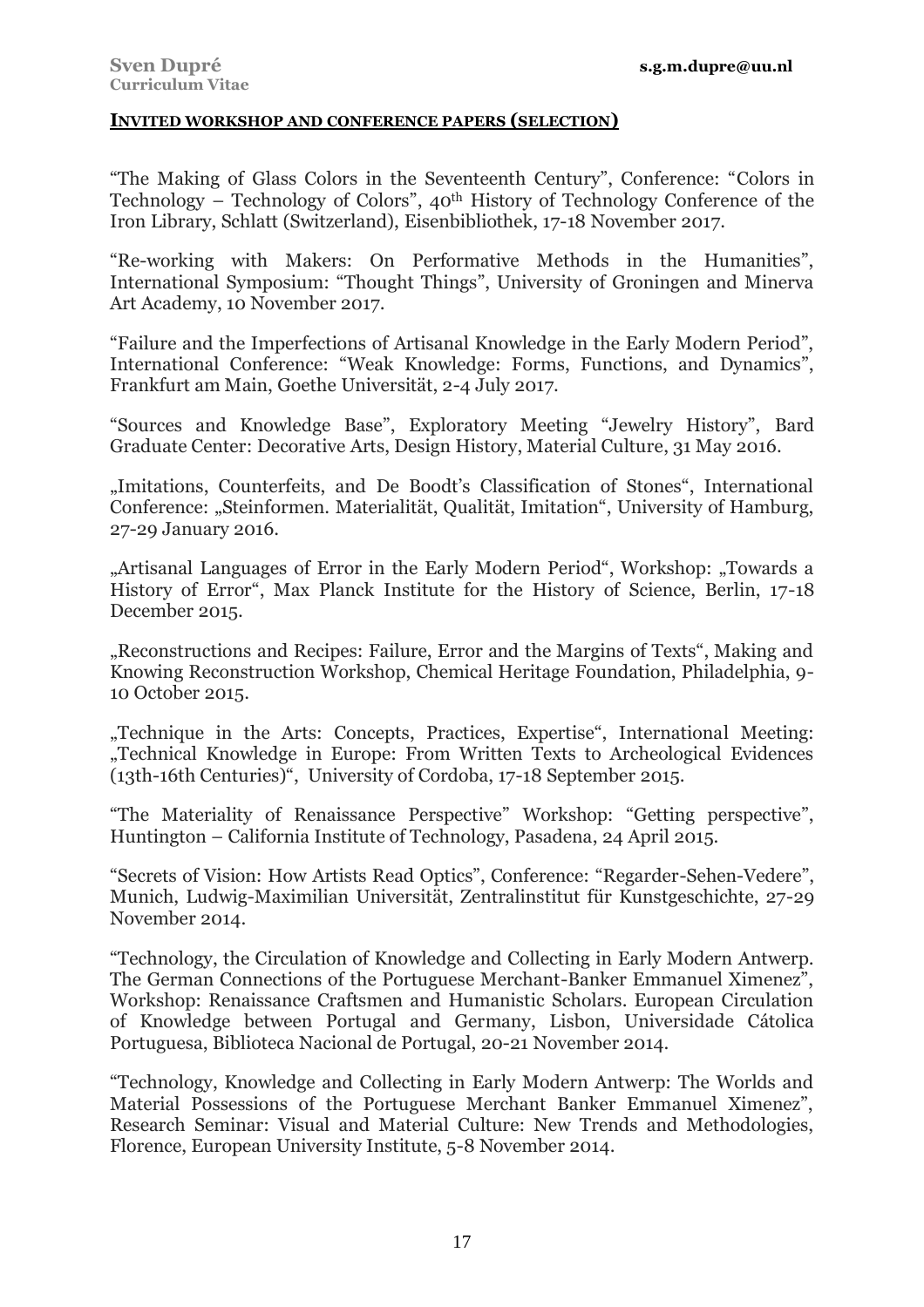## INVITED WORKSHOP AND CONFERENCE PAPERS (SELECTION)

"The Making of Glass Colors in the Seventeenth Century", Conference: "Colors in Technology – Technology of Colors", 40th History of Technology Conference of the Iron Library, Schlatt (Switzerland), Eisenbibliothek, 17-18 November 2017.

"Re-working with Makers: On Performative Methods in the Humanities", International Symposium: "Thought Things", University of Groningen and Minerva Art Academy, 10 November 2017.

"Failure and the Imperfections of Artisanal Knowledge in the Early Modern Period", International Conference: "Weak Knowledge: Forms, Functions, and Dynamics", Frankfurt am Main, Goethe Universität, 2-4 July 2017.

"Sources and Knowledge Base", Exploratory Meeting "Jewelry History", Bard Graduate Center: Decorative Arts, Design History, Material Culture, 31 May 2016.

„Imitations, Counterfeits, and De Boodt's Classification of Stones", International Conference: „Steinformen. Materialität, Qualität, Imitation", University of Hamburg, 27-29 January 2016.

„Artisanal Languages of Error in the Early Modern Period", Workshop: „Towards a History of Error", Max Planck Institute for the History of Science, Berlin, 17-18 December 2015.

„Reconstructions and Recipes: Failure, Error and the Margins of Texts", Making and Knowing Reconstruction Workshop, Chemical Heritage Foundation, Philadelphia, 9-10 October 2015.

„Technique in the Arts: Concepts, Practices, Expertise", International Meeting: „Technical Knowledge in Europe: From Written Texts to Archeological Evidences (13th-16th Centuries)", University of Cordoba, 17-18 September 2015.

"The Materiality of Renaissance Perspective" Workshop: "Getting perspective", Huntington – California Institute of Technology, Pasadena, 24 April 2015.

"Secrets of Vision: How Artists Read Optics", Conference: "Regarder-Sehen-Vedere", Munich, Ludwig-Maximilian Universität, Zentralinstitut für Kunstgeschichte, 27-29 November 2014.

"Technology, the Circulation of Knowledge and Collecting in Early Modern Antwerp. The German Connections of the Portuguese Merchant-Banker Emmanuel Ximenez", Workshop: Renaissance Craftsmen and Humanistic Scholars. European Circulation of Knowledge between Portugal and Germany, Lisbon, Universidade Cátolica Portuguesa, Biblioteca Nacional de Portugal, 20-21 November 2014.

"Technology, Knowledge and Collecting in Early Modern Antwerp: The Worlds and Material Possessions of the Portuguese Merchant Banker Emmanuel Ximenez", Research Seminar: Visual and Material Culture: New Trends and Methodologies, Florence, European University Institute, 5-8 November 2014.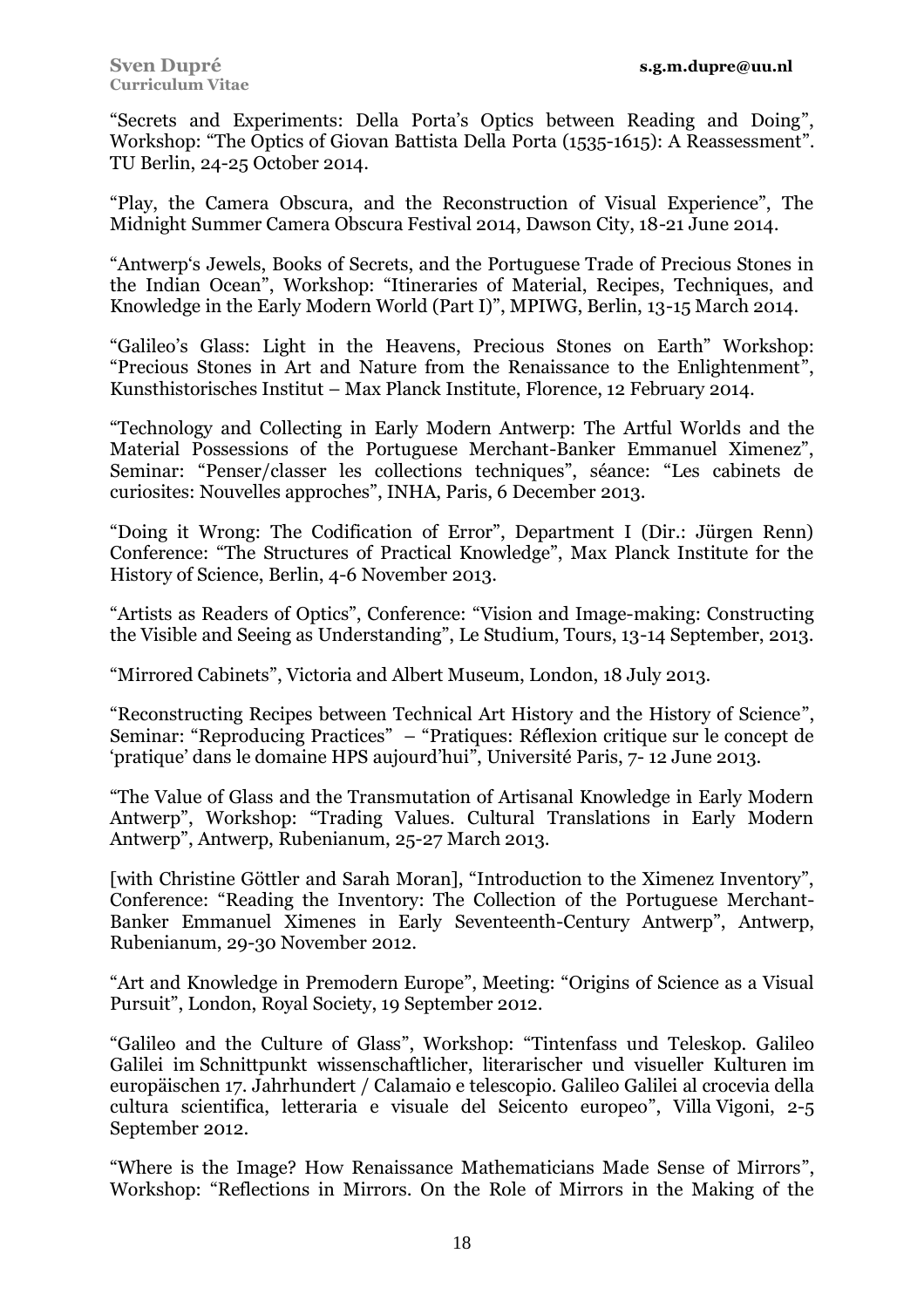“Secrets and Experiments: Della Porta’s Optics between Reading and Doing”, Workshop: “The Optics of Giovan Battista Della Porta (1535-1615): A Reassessment”. TU Berlin, 24-25 October 2014.

“Play, the Camera Obscura, and the Reconstruction of Visual Experience”, The Midnight Summer Camera Obscura Festival 2014, Dawson City, 18-21 June 2014.

“Antwerp‘s Jewels, Books of Secrets, and the Portuguese Trade of Precious Stones in the Indian Ocean”, Workshop: “Itineraries of Material, Recipes, Techniques, and Knowledge in the Early Modern World (Part I)”, MPIWG, Berlin, 13-15 March 2014.

“Galileo’s Glass: Light in the Heavens, Precious Stones on Earth” Workshop: “Precious Stones in Art and Nature from the Renaissance to the Enlightenment”, Kunsthistorisches Institut – Max Planck Institute, Florence, 12 February 2014.

“Technology and Collecting in Early Modern Antwerp: The Artful Worlds and the Material Possessions of the Portuguese Merchant-Banker Emmanuel Ximenez”, Seminar: “Penser/classer les collections techniques”, séance: “Les cabinets de curiosites: Nouvelles approches”, INHA, Paris, 6 December 2013.

“Doing it Wrong: The Codification of Error”, Department I (Dir.: Jürgen Renn) Conference: “The Structures of Practical Knowledge”, Max Planck Institute for the History of Science, Berlin, 4-6 November 2013.

“Artists as Readers of Optics”, Conference: “Vision and Image-making: Constructing the Visible and Seeing as Understanding”, Le Studium, Tours, 13-14 September, 2013.

“Mirrored Cabinets”, Victoria and Albert Museum, London, 18 July 2013.

“Reconstructing Recipes between Technical Art History and the History of Science”, Seminar: “Reproducing Practices” – “Pratiques: Réflexion critique sur le concept de ‘pratique’ dans le domaine HPS aujourd’hui”, Université Paris, 7- 12 June 2013.

“The Value of Glass and the Transmutation of Artisanal Knowledge in Early Modern Antwerp”, Workshop: “Trading Values. Cultural Translations in Early Modern Antwerp”, Antwerp, Rubenianum, 25-27 March 2013.

[with Christine Göttler and Sarah Moran], “Introduction to the Ximenez Inventory”, Conference: “Reading the Inventory: The Collection of the Portuguese Merchant-Banker Emmanuel Ximenes in Early Seventeenth-Century Antwerp”, Antwerp, Rubenianum, 29-30 November 2012.

“Art and Knowledge in Premodern Europe”, Meeting: “Origins of Science as a Visual Pursuit”, London, Royal Society, 19 September 2012.

“Galileo and the Culture of Glass”, Workshop: “Tintenfass und Teleskop. Galileo Galilei im Schnittpunkt wissenschaftlicher, literarischer und visueller Kulturen im europäischen 17. Jahrhundert / Calamaio e telescopio. Galileo Galilei al crocevia della cultura scientifica, letteraria e visuale del Seicento europeo”, Villa Vigoni, 2-5 September 2012.

“Where is the Image? How Renaissance Mathematicians Made Sense of Mirrors”, Workshop: “Reflections in Mirrors. On the Role of Mirrors in the Making of the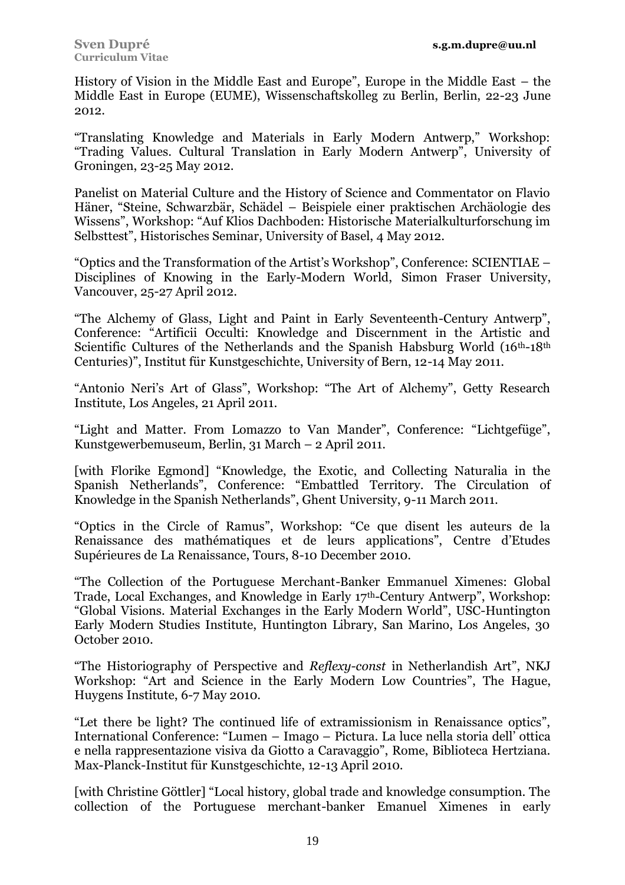History of Vision in the Middle East and Europe", Europe in the Middle East – the Middle East in Europe (EUME), Wissenschaftskolleg zu Berlin, Berlin, 22-23 June 2012.

"Translating Knowledge and Materials in Early Modern Antwerp," Workshop: "Trading Values. Cultural Translation in Early Modern Antwerp", University of Groningen, 23-25 May 2012.

Panelist on Material Culture and the History of Science and Commentator on Flavio Häner, "Steine, Schwarzbär, Schädel – Beispiele einer praktischen Archäologie des Wissens", Workshop: "Auf Klios Dachboden: Historische Materialkulturforschung im Selbsttest", Historisches Seminar, University of Basel, 4 May 2012.

"Optics and the Transformation of the Artist's Workshop", Conference: SCIENTIAE – Disciplines of Knowing in the Early-Modern World, Simon Fraser University, Vancouver, 25-27 April 2012.

"The Alchemy of Glass, Light and Paint in Early Seventeenth-Century Antwerp", Conference: "Artificii Occulti: Knowledge and Discernment in the Artistic and Scientific Cultures of the Netherlands and the Spanish Habsburg World (16th-18th Centuries)", Institut für Kunstgeschichte, University of Bern, 12-14 May 2011.

"Antonio Neri's Art of Glass", Workshop: "The Art of Alchemy", Getty Research Institute, Los Angeles, 21 April 2011.

"Light and Matter. From Lomazzo to Van Mander", Conference: "Lichtgefüge", Kunstgewerbemuseum, Berlin, 31 March – 2 April 2011.

[with Florike Egmond] "Knowledge, the Exotic, and Collecting Naturalia in the Spanish Netherlands", Conference: "Embattled Territory. The Circulation of Knowledge in the Spanish Netherlands", Ghent University, 9-11 March 2011.

"Optics in the Circle of Ramus", Workshop: "Ce que disent les auteurs de la Renaissance des mathématiques et de leurs applications", Centre d'Etudes Supérieures de La Renaissance, Tours, 8-10 December 2010.

"The Collection of the Portuguese Merchant-Banker Emmanuel Ximenes: Global Trade, Local Exchanges, and Knowledge in Early 17th-Century Antwerp", Workshop: "Global Visions. Material Exchanges in the Early Modern World", USC-Huntington Early Modern Studies Institute, Huntington Library, San Marino, Los Angeles, 30 October 2010.

"The Historiography of Perspective and *Reflexy-const* in Netherlandish Art", NKJ Workshop: "Art and Science in the Early Modern Low Countries", The Hague, Huygens Institute, 6-7 May 2010.

"Let there be light? The continued life of extramissionism in Renaissance optics", International Conference: "Lumen – Imago – Pictura. La luce nella storia dell' ottica e nella rappresentazione visiva da Giotto a Caravaggio", Rome, Biblioteca Hertziana. Max-Planck-Institut für Kunstgeschichte, 12-13 April 2010.

[with Christine Göttler] "Local history, global trade and knowledge consumption. The collection of the Portuguese merchant-banker Emanuel Ximenes in early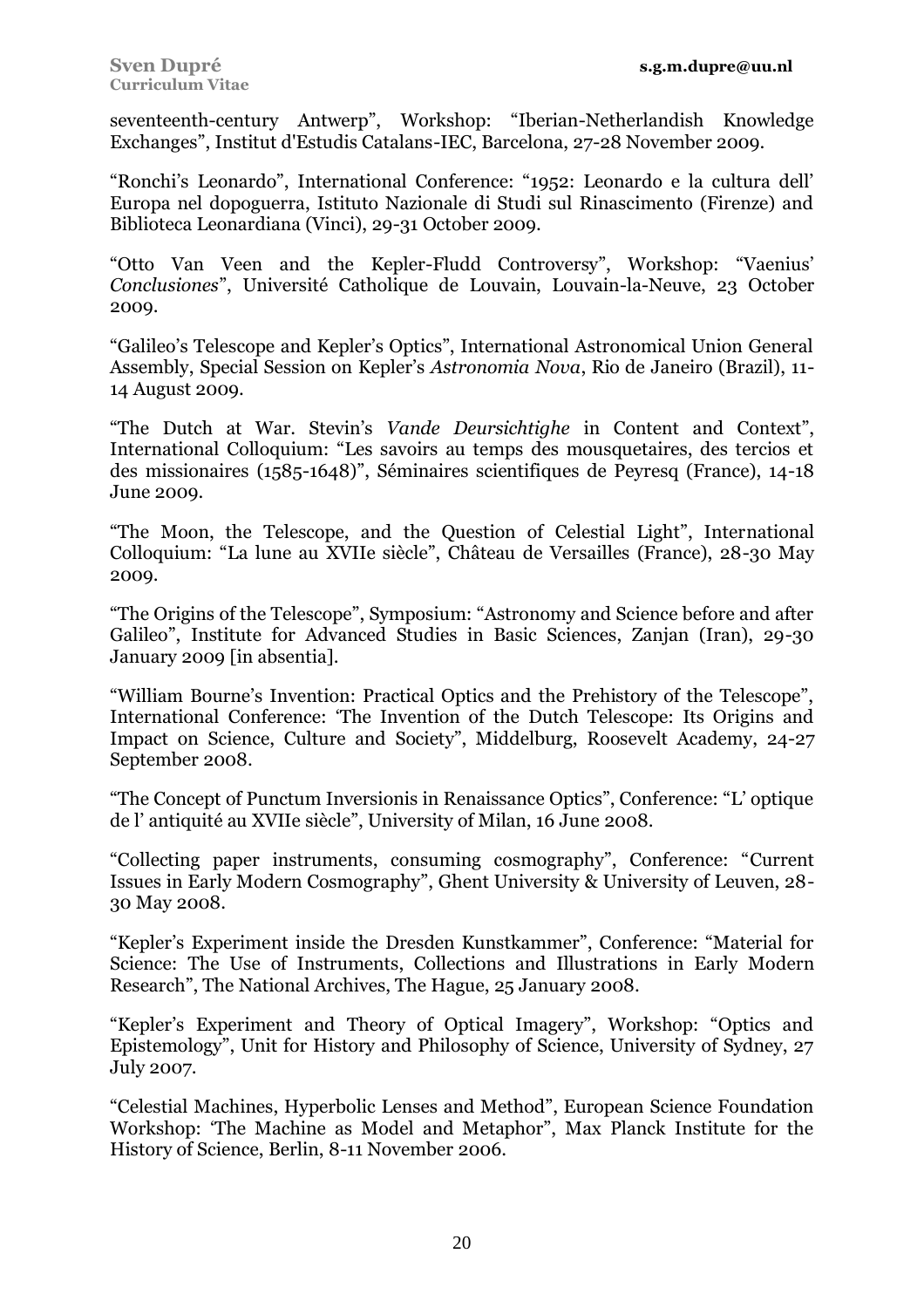seventeenth-century Antwerp", Workshop: "Iberian-Netherlandish Knowledge Exchanges", Institut d'Estudis Catalans-IEC, Barcelona, 27-28 November 2009.

"Ronchi's Leonardo", International Conference: "1952: Leonardo e la cultura dell' Europa nel dopoguerra, Istituto Nazionale di Studi sul Rinascimento (Firenze) and Biblioteca Leonardiana (Vinci), 29-31 October 2009.

"Otto Van Veen and the Kepler-Fludd Controversy", Workshop: "Vaenius' *Conclusiones*", Université Catholique de Louvain, Louvain-la-Neuve, 23 October 2009.

"Galileo's Telescope and Kepler's Optics", International Astronomical Union General Assembly, Special Session on Kepler's *Astronomia Nova*, Rio de Janeiro (Brazil), 11-14 August 2009.

"The Dutch at War. Stevin's *Vande Deursichtighe* in Content and Context", International Colloquium: "Les savoirs au temps des mousquetaires, des tercios et des missionaires (1585-1648)", Séminaires scientifiques de Peyresq (France), 14-18 June 2009.

"The Moon, the Telescope, and the Question of Celestial Light", International Colloquium: "La lune au XVIIe siècle", Château de Versailles (France), 28-30 May 2009.

"The Origins of the Telescope", Symposium: "Astronomy and Science before and after Galileo", Institute for Advanced Studies in Basic Sciences, Zanjan (Iran), 29-30 January 2009 [in absentia].

"William Bourne's Invention: Practical Optics and the Prehistory of the Telescope", International Conference: 'The Invention of the Dutch Telescope: Its Origins and Impact on Science, Culture and Society", Middelburg, Roosevelt Academy, 24-27 September 2008.

"The Concept of Punctum Inversionis in Renaissance Optics", Conference: "L' optique de l' antiquité au XVIIe siècle", University of Milan, 16 June 2008.

"Collecting paper instruments, consuming cosmography", Conference: "Current Issues in Early Modern Cosmography", Ghent University & University of Leuven, 28-30 May 2008.

"Kepler's Experiment inside the Dresden Kunstkammer", Conference: "Material for Science: The Use of Instruments, Collections and Illustrations in Early Modern Research", The National Archives, The Hague, 25 January 2008.

"Kepler's Experiment and Theory of Optical Imagery", Workshop: "Optics and Epistemology", Unit for History and Philosophy of Science, University of Sydney, 27 July 2007.

"Celestial Machines, Hyperbolic Lenses and Method", European Science Foundation Workshop: 'The Machine as Model and Metaphor", Max Planck Institute for the History of Science, Berlin, 8-11 November 2006.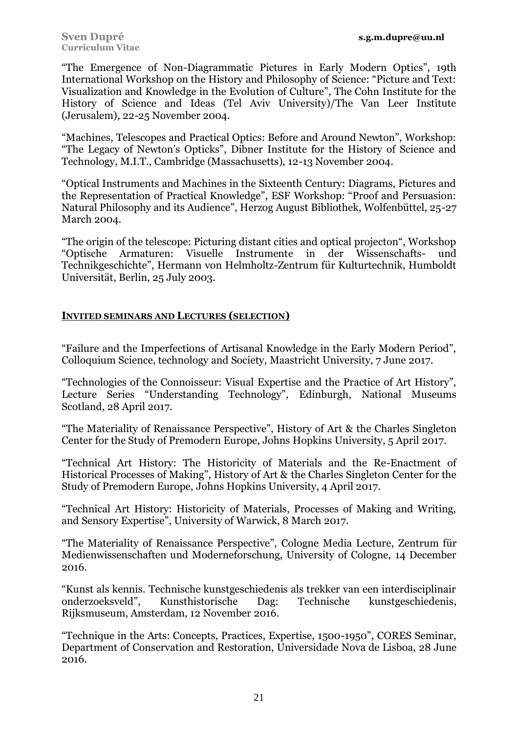"The Emergence of Non-Diagrammatic Pictures in Early Modern Optics", 19th International Workshop on the History and Philosophy of Science: "Picture and Text: Visualization and Knowledge in the Evolution of Culture", The Cohn Institute for the History of Science and Ideas (Tel Aviv University)/The Van Leer Institute (Jerusalem), 22-25 November 2004.

"Machines, Telescopes and Practical Optics: Before and Around Newton", Workshop: "The Legacy of Newton's Opticks", Dibner Institute for the History of Science and Technology, M.I.T., Cambridge (Massachusetts), 12-13 November 2004.

"Optical Instruments and Machines in the Sixteenth Century: Diagrams, Pictures and the Representation of Practical Knowledge", ESF Workshop: "Proof and Persuasion: Natural Philosophy and its Audience", Herzog August Bibliothek, Wolfenbüttel, 25-27 March 2004.

"The origin of the telescope: Picturing distant cities and optical projecton", Workshop "Optische Armaturen: Visuelle Instrumente in der Wissenschafts- und Technikgeschichte", Hermann von Helmholtz-Zentrum für Kulturtechnik, Humboldt Universität, Berlin, 25 July 2003.

## INVITED SEMINARS AND LECTURES (SELECTION)

"Failure and the Imperfections of Artisanal Knowledge in the Early Modern Period", Colloquium Science, technology and Society, Maastricht University, 7 June 2017.

"Technologies of the Connoisseur: Visual Expertise and the Practice of Art History", Lecture Series "Understanding Technology", Edinburgh, National Museums Scotland, 28 April 2017.

"The Materiality of Renaissance Perspective", History of Art & the Charles Singleton Center for the Study of Premodern Europe, Johns Hopkins University, 5 April 2017.

"Technical Art History: The Historicity of Materials and the Re-Enactment of Historical Processes of Making", History of Art & the Charles Singleton Center for the Study of Premodern Europe, Johns Hopkins University, 4 April 2017.

"Technical Art History: Historicity of Materials, Processes of Making and Writing, and Sensory Expertise", University of Warwick, 8 March 2017.

"The Materiality of Renaissance Perspective", Cologne Media Lecture, Zentrum für Medienwissenschaften und Moderneforschung, University of Cologne, 14 December 2016.

"Kunst als kennis. Technische kunstgeschiedenis als trekker van een interdisciplinair onderzoeksveld", Kunsthistorische Dag: Technische kunstgeschiedenis, Rijksmuseum, Amsterdam, 12 November 2016.

"Technique in the Arts: Concepts, Practices, Expertise, 1500-1950", CORES Seminar, Department of Conservation and Restoration, Universidade Nova de Lisboa, 28 June 2016.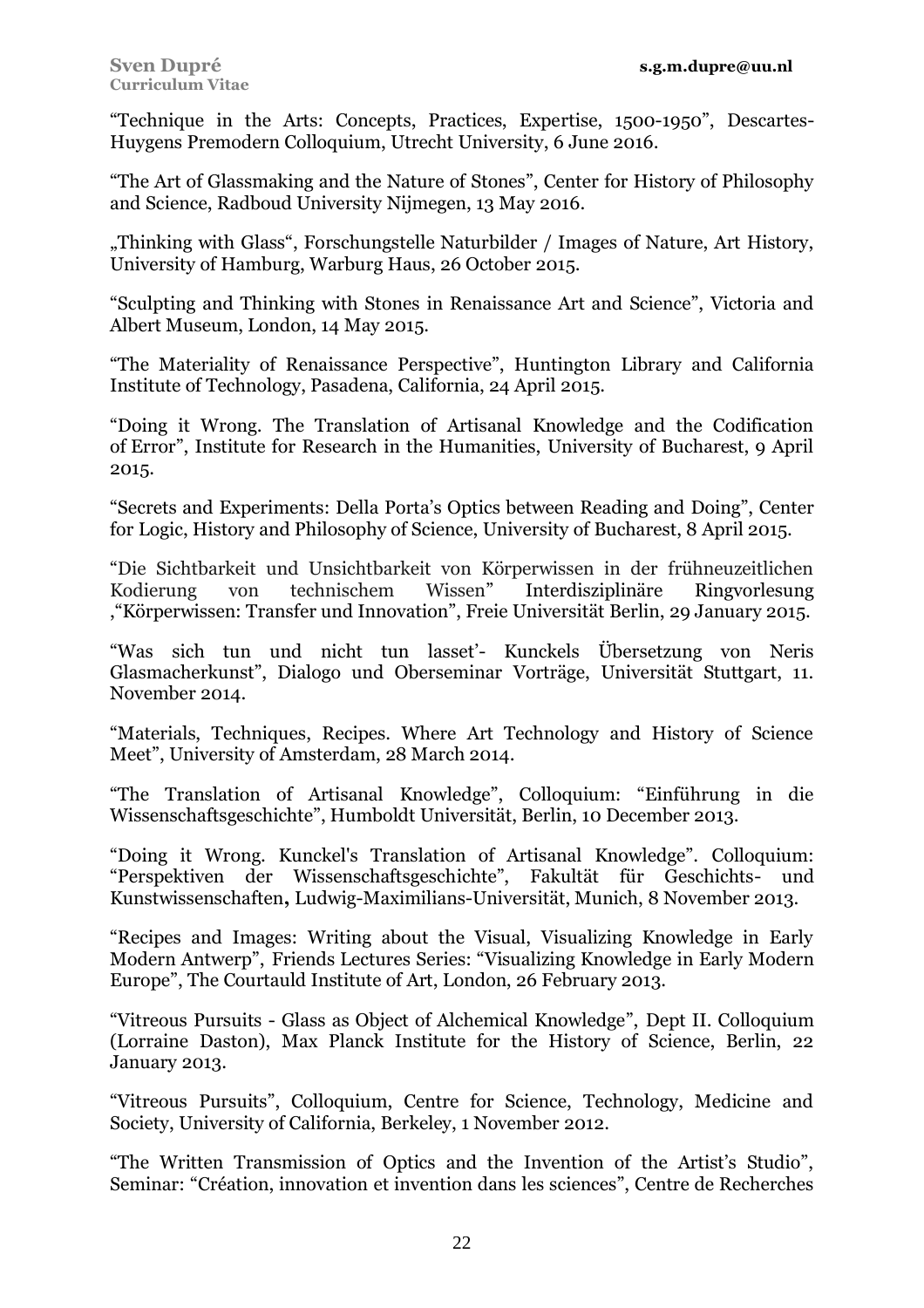"Technique in the Arts: Concepts, Practices, Expertise, 1500-1950", Descartes-Huygens Premodern Colloquium, Utrecht University, 6 June 2016.

"The Art of Glassmaking and the Nature of Stones", Center for History of Philosophy and Science, Radboud University Nijmegen, 13 May 2016.

„Thinking with Glass", Forschungstelle Naturbilder / Images of Nature, Art History, University of Hamburg, Warburg Haus, 26 October 2015.

"Sculpting and Thinking with Stones in Renaissance Art and Science", Victoria and Albert Museum, London, 14 May 2015.

"The Materiality of Renaissance Perspective", Huntington Library and California Institute of Technology, Pasadena, California, 24 April 2015.

"Doing it Wrong. The Translation of Artisanal Knowledge and the Codification of Error", Institute for Research in the Humanities, University of Bucharest, 9 April 2015.

"Secrets and Experiments: Della Porta's Optics between Reading and Doing", Center for Logic, History and Philosophy of Science, University of Bucharest, 8 April 2015.

"Die Sichtbarkeit und Unsichtbarkeit von Körperwissen in der frühneuzeitlichen Kodierung von technischem Wissen" Interdisziplinäre Ringvorlesung ,"Körperwissen: Transfer und Innovation", Freie Universität Berlin, 29 January 2015.

"Was sich tun und nicht tun lasset'- Kunckels Übersetzung von Neris Glasmacherkunst", Dialogo und Oberseminar Vorträge, Universität Stuttgart, 11. November 2014.

"Materials, Techniques, Recipes. Where Art Technology and History of Science Meet", University of Amsterdam, 28 March 2014.

"The Translation of Artisanal Knowledge", Colloquium: "Einführung in die Wissenschaftsgeschichte", Humboldt Universität, Berlin, 10 December 2013.

"Doing it Wrong. Kunckel's Translation of Artisanal Knowledge". Colloquium: "Perspektiven der Wissenschaftsgeschichte", Fakultät für Geschichts- und Kunstwissenschaften**,** Ludwig-Maximilians-Universität, Munich, 8 November 2013.

"Recipes and Images: Writing about the Visual, Visualizing Knowledge in Early Modern Antwerp", Friends Lectures Series: "Visualizing Knowledge in Early Modern Europe", The Courtauld Institute of Art, London, 26 February 2013.

"Vitreous Pursuits - Glass as Object of Alchemical Knowledge", Dept II. Colloquium (Lorraine Daston), Max Planck Institute for the History of Science, Berlin, 22 January 2013.

"Vitreous Pursuits", Colloquium, Centre for Science, Technology, Medicine and Society, University of California, Berkeley, 1 November 2012.

"The Written Transmission of Optics and the Invention of the Artist's Studio", Seminar: "Création, innovation et invention dans les sciences", Centre de Recherches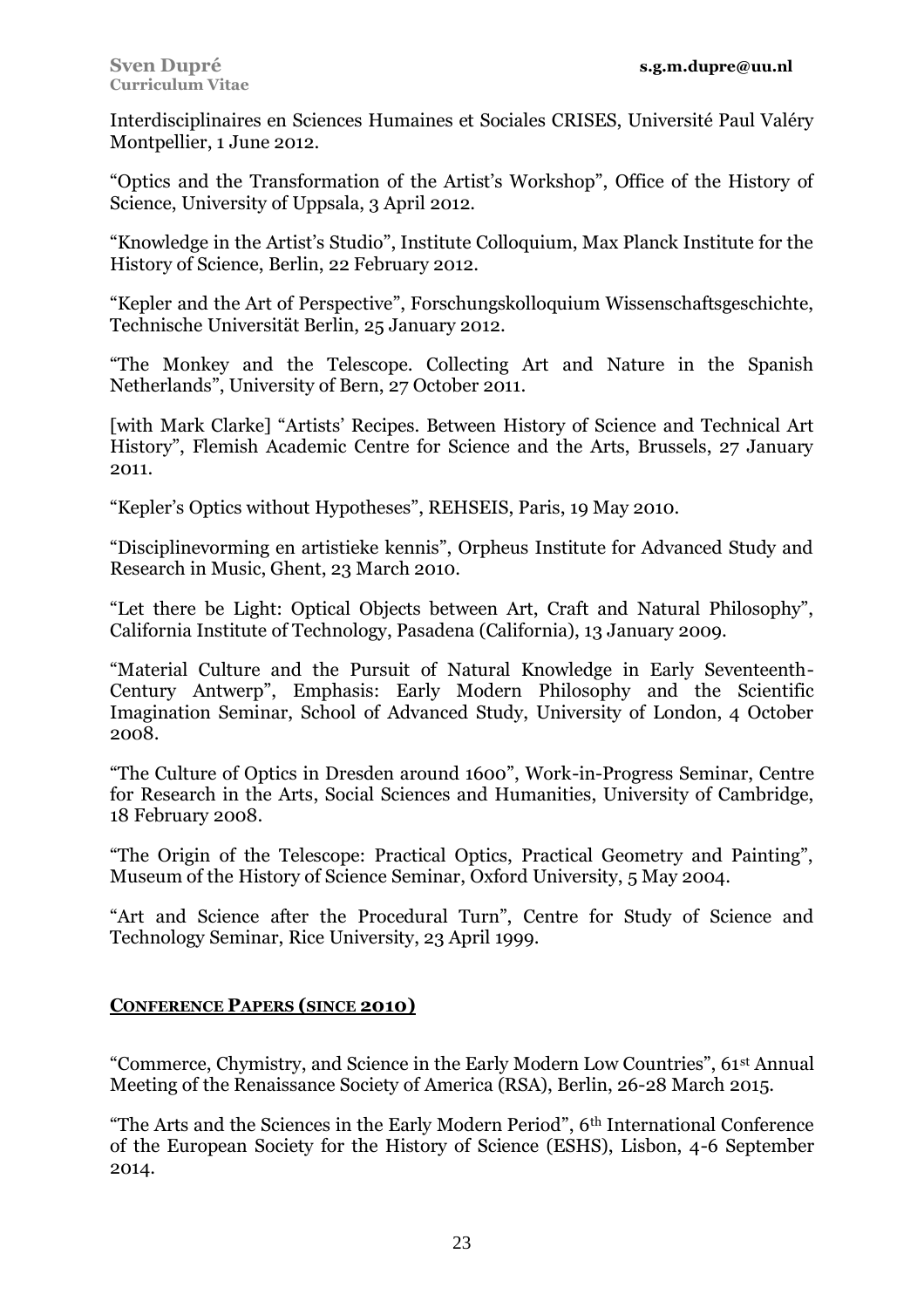Interdisciplinaires en Sciences Humaines et Sociales CRISES, Université Paul Valéry Montpellier, 1 June 2012.

“Optics and the Transformation of the Artist’s Workshop”, Office of the History of Science, University of Uppsala, 3 April 2012.

“Knowledge in the Artist’s Studio”, Institute Colloquium, Max Planck Institute for the History of Science, Berlin, 22 February 2012.

“Kepler and the Art of Perspective”, Forschungskolloquium Wissenschaftsgeschichte, Technische Universität Berlin, 25 January 2012.

“The Monkey and the Telescope. Collecting Art and Nature in the Spanish Netherlands”, University of Bern, 27 October 2011.

[with Mark Clarke] “Artists’ Recipes. Between History of Science and Technical Art History”, Flemish Academic Centre for Science and the Arts, Brussels, 27 January 2011.

“Kepler’s Optics without Hypotheses”, REHSEIS, Paris, 19 May 2010.

“Disciplinevorming en artistieke kennis”, Orpheus Institute for Advanced Study and Research in Music, Ghent, 23 March 2010.

“Let there be Light: Optical Objects between Art, Craft and Natural Philosophy”, California Institute of Technology, Pasadena (California), 13 January 2009.

“Material Culture and the Pursuit of Natural Knowledge in Early Seventeenth-Century Antwerp”, Emphasis: Early Modern Philosophy and the Scientific Imagination Seminar, School of Advanced Study, University of London, 4 October 2008.

“The Culture of Optics in Dresden around 1600”, Work-in-Progress Seminar, Centre for Research in the Arts, Social Sciences and Humanities, University of Cambridge, 18 February 2008.

“The Origin of the Telescope: Practical Optics, Practical Geometry and Painting”, Museum of the History of Science Seminar, Oxford University, 5 May 2004.

“Art and Science after the Procedural Turn”, Centre for Study of Science and Technology Seminar, Rice University, 23 April 1999.

## CONFERENCE PAPERS (SINCE 2010)

“Commerce, Chymistry, and Science in the Early Modern Low Countries”, 61st Annual Meeting of the Renaissance Society of America (RSA), Berlin, 26-28 March 2015.

“The Arts and the Sciences in the Early Modern Period”, 6th International Conference of the European Society for the History of Science (ESHS), Lisbon, 4-6 September 2014.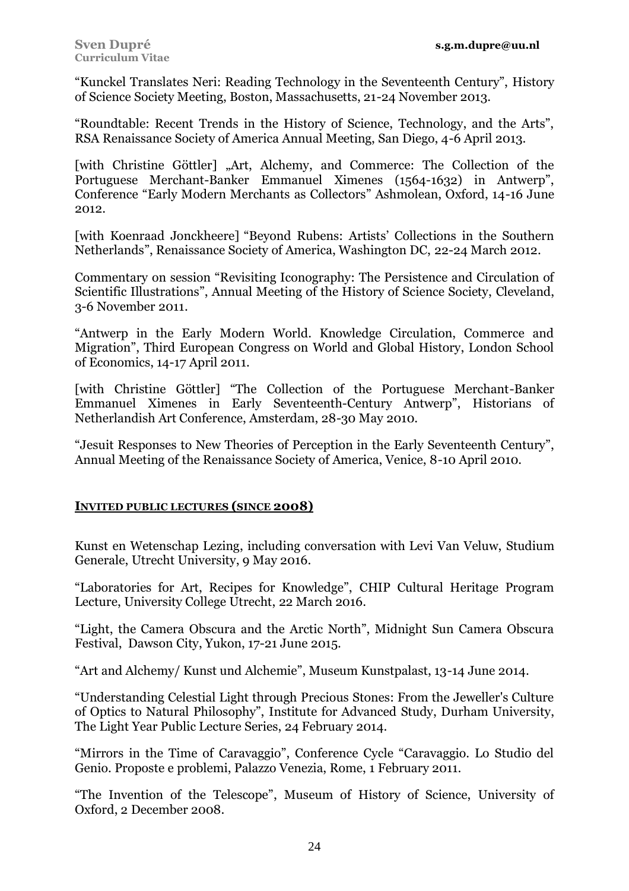"Kunckel Translates Neri: Reading Technology in the Seventeenth Century", History of Science Society Meeting, Boston, Massachusetts, 21-24 November 2013.

"Roundtable: Recent Trends in the History of Science, Technology, and the Arts", RSA Renaissance Society of America Annual Meeting, San Diego, 4-6 April 2013.

[with Christine Göttler] „Art, Alchemy, and Commerce: The Collection of the Portuguese Merchant-Banker Emmanuel Ximenes (1564-1632) in Antwerp", Conference "Early Modern Merchants as Collectors" Ashmolean, Oxford, 14-16 June 2012.

[with Koenraad Jonckheere] "Beyond Rubens: Artists' Collections in the Southern Netherlands", Renaissance Society of America, Washington DC, 22-24 March 2012.

Commentary on session "Revisiting Iconography: The Persistence and Circulation of Scientific Illustrations", Annual Meeting of the History of Science Society, Cleveland, 3-6 November 2011.

"Antwerp in the Early Modern World. Knowledge Circulation, Commerce and Migration", Third European Congress on World and Global History, London School of Economics, 14-17 April 2011.

[with Christine Göttler] "The Collection of the Portuguese Merchant-Banker Emmanuel Ximenes in Early Seventeenth-Century Antwerp", Historians of Netherlandish Art Conference, Amsterdam, 28-30 May 2010.

"Jesuit Responses to New Theories of Perception in the Early Seventeenth Century", Annual Meeting of the Renaissance Society of America, Venice, 8-10 April 2010.

## INVITED PUBLIC LECTURES (SINCE 2008)

Kunst en Wetenschap Lezing, including conversation with Levi Van Veluw, Studium Generale, Utrecht University, 9 May 2016.

"Laboratories for Art, Recipes for Knowledge", CHIP Cultural Heritage Program Lecture, University College Utrecht, 22 March 2016.

"Light, the Camera Obscura and the Arctic North", Midnight Sun Camera Obscura Festival, Dawson City, Yukon, 17-21 June 2015.

"Art and Alchemy/ Kunst und Alchemie", Museum Kunstpalast, 13-14 June 2014.

"Understanding Celestial Light through Precious Stones: From the Jeweller's Culture of Optics to Natural Philosophy", Institute for Advanced Study, Durham University, The Light Year Public Lecture Series, 24 February 2014.

"Mirrors in the Time of Caravaggio", Conference Cycle "Caravaggio. Lo Studio del Genio. Proposte e problemi, Palazzo Venezia, Rome, 1 February 2011.

"The Invention of the Telescope", Museum of History of Science, University of Oxford, 2 December 2008.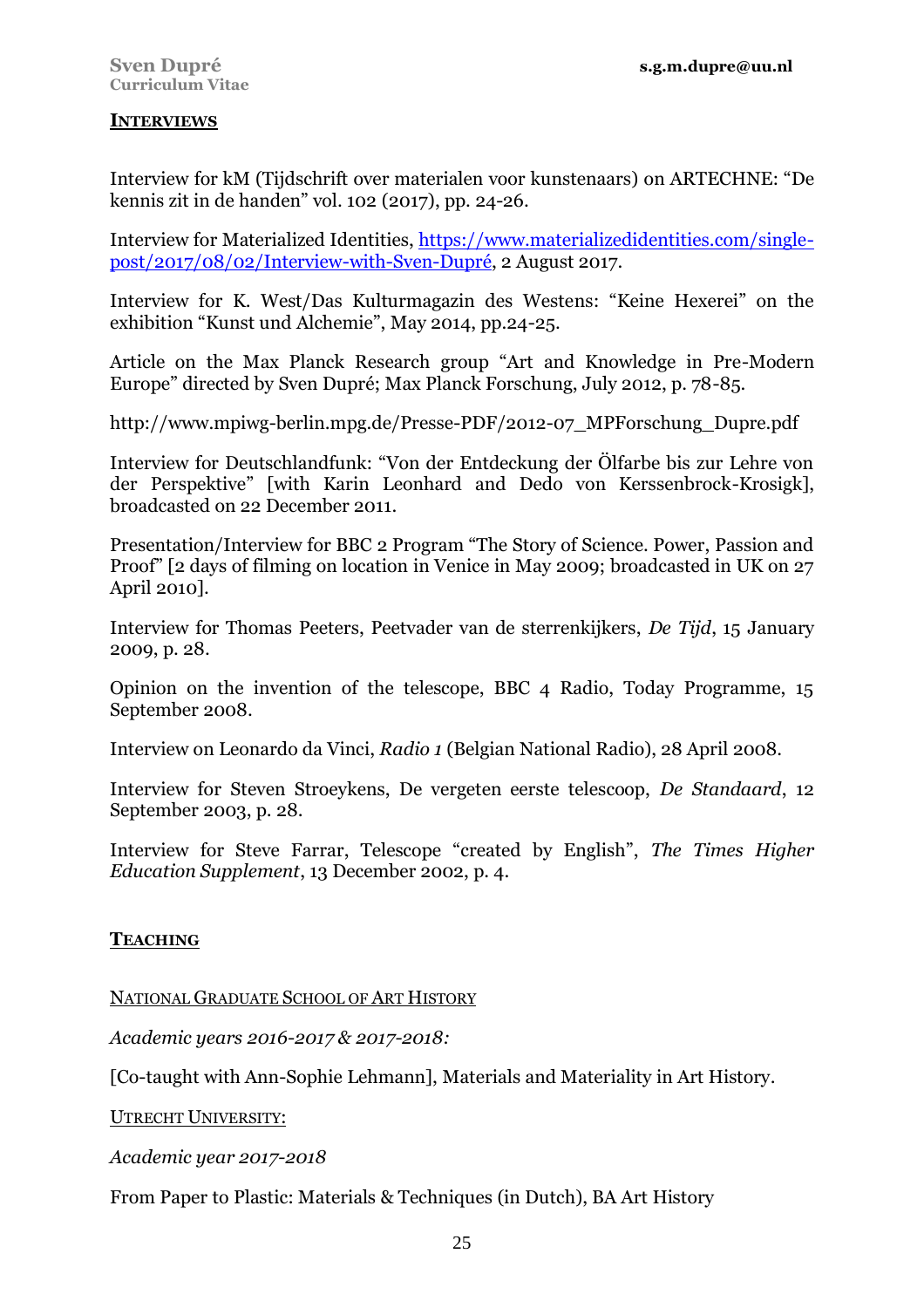## INTERVIEWS

Interview for kM (Tijdschrift over materialen voor kunstenaars) on ARTECHNE: "De kennis zit in de handen" vol. 102 (2017), pp. 24-26.

Interview for Materialized Identities, [https://www.materializedidentities.com/single-post/2017/08/02/Interview-with-Sven-Dupré](https://www.materializedidentities.com/single-post/2017/08/02/Interview-with-Sven-Dupré), 2 August 2017.

Interview for K. West/Das Kulturmagazin des Westens: "Keine Hexerei" on the exhibition "Kunst und Alchemie", May 2014, pp.24-25.

Article on the Max Planck Research group "Art and Knowledge in Pre-Modern Europe" directed by Sven Dupré; Max Planck Forschung, July 2012, p. 78-85.

http://www.mpiwg-berlin.mpg.de/Presse-PDF/2012-07_MPForschung_Dupre.pdf

Interview for Deutschlandfunk: "Von der Entdeckung der Ölfarbe bis zur Lehre von der Perspektive" [with Karin Leonhard and Dedo von Kerssenbrock-Krosigk], broadcasted on 22 December 2011.

Presentation/Interview for BBC 2 Program "The Story of Science. Power, Passion and Proof" [2 days of filming on location in Venice in May 2009; broadcasted in UK on 27 April 2010].

Interview for Thomas Peeters, Peetvader van de sterrenkijkers, *De Tijd*, 15 January 2009, p. 28.

Opinion on the invention of the telescope, BBC 4 Radio, Today Programme, 15 September 2008.

Interview on Leonardo da Vinci, *Radio 1* (Belgian National Radio), 28 April 2008.

Interview for Steven Stroeykens, De vergeten eerste telescoop, *De Standaard*, 12 September 2003, p. 28.

Interview for Steve Farrar, Telescope "created by English", *The Times Higher Education Supplement*, 13 December 2002, p. 4.

## TEACHING

NATIONAL GRADUATE SCHOOL OF ART HISTORY

*Academic years 2016-2017 & 2017-2018:*

[Co-taught with Ann-Sophie Lehmann], Materials and Materiality in Art History.

UTRECHT UNIVERSITY:

*Academic year 2017-2018*

From Paper to Plastic: Materials & Techniques (in Dutch), BA Art History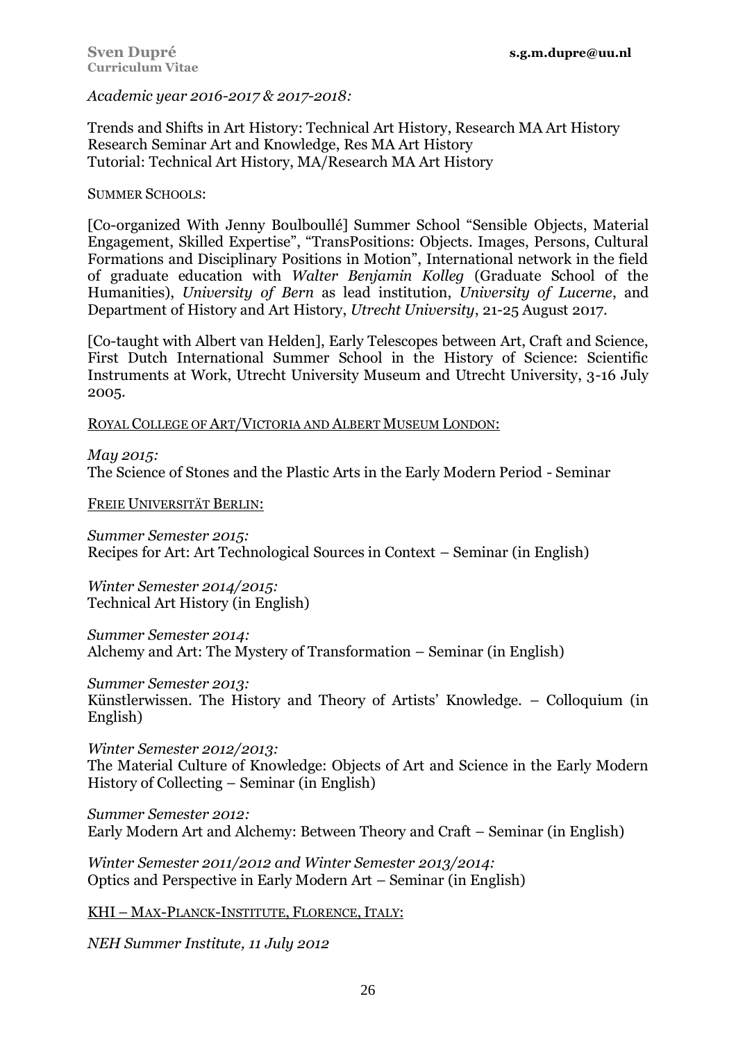*Academic year 2016-2017 & 2017-2018:*

Trends and Shifts in Art History: Technical Art History, Research MA Art History
Research Seminar Art and Knowledge, Res MA Art History
Tutorial: Technical Art History, MA/Research MA Art History

SUMMER SCHOOLS:

[Co-organized With Jenny Boulboullé] Summer School "Sensible Objects, Material Engagement, Skilled Expertise", "TransPositions: Objects. Images, Persons, Cultural Formations and Disciplinary Positions in Motion", International network in the field of graduate education with *Walter Benjamin Kolleg* (Graduate School of the Humanities), *University of Bern* as lead institution, *University of Lucerne*, and Department of History and Art History, *Utrecht University*, 21-25 August 2017.

[Co-taught with Albert van Helden], Early Telescopes between Art, Craft and Science, First Dutch International Summer School in the History of Science: Scientific Instruments at Work, Utrecht University Museum and Utrecht University, 3-16 July 2005.

ROYAL COLLEGE OF ART/VICTORIA AND ALBERT MUSEUM LONDON:

*May 2015:*
The Science of Stones and the Plastic Arts in the Early Modern Period - Seminar

FREIE UNIVERSITÄT BERLIN:

*Summer Semester 2015:*
Recipes for Art: Art Technological Sources in Context – Seminar (in English)

*Winter Semester 2014/2015:*
Technical Art History (in English)

*Summer Semester 2014:*
Alchemy and Art: The Mystery of Transformation – Seminar (in English)

*Summer Semester 2013:*
Künstlerwissen. The History and Theory of Artists' Knowledge. – Colloquium (in English)

*Winter Semester 2012/2013:*
The Material Culture of Knowledge: Objects of Art and Science in the Early Modern History of Collecting – Seminar (in English)

*Summer Semester 2012:*
Early Modern Art and Alchemy: Between Theory and Craft – Seminar (in English)

*Winter Semester 2011/2012 and Winter Semester 2013/2014:*
Optics and Perspective in Early Modern Art – Seminar (in English)

KHI – MAX-PLANCK-INSTITUTE, FLORENCE, ITALY:

*NEH Summer Institute, 11 July 2012*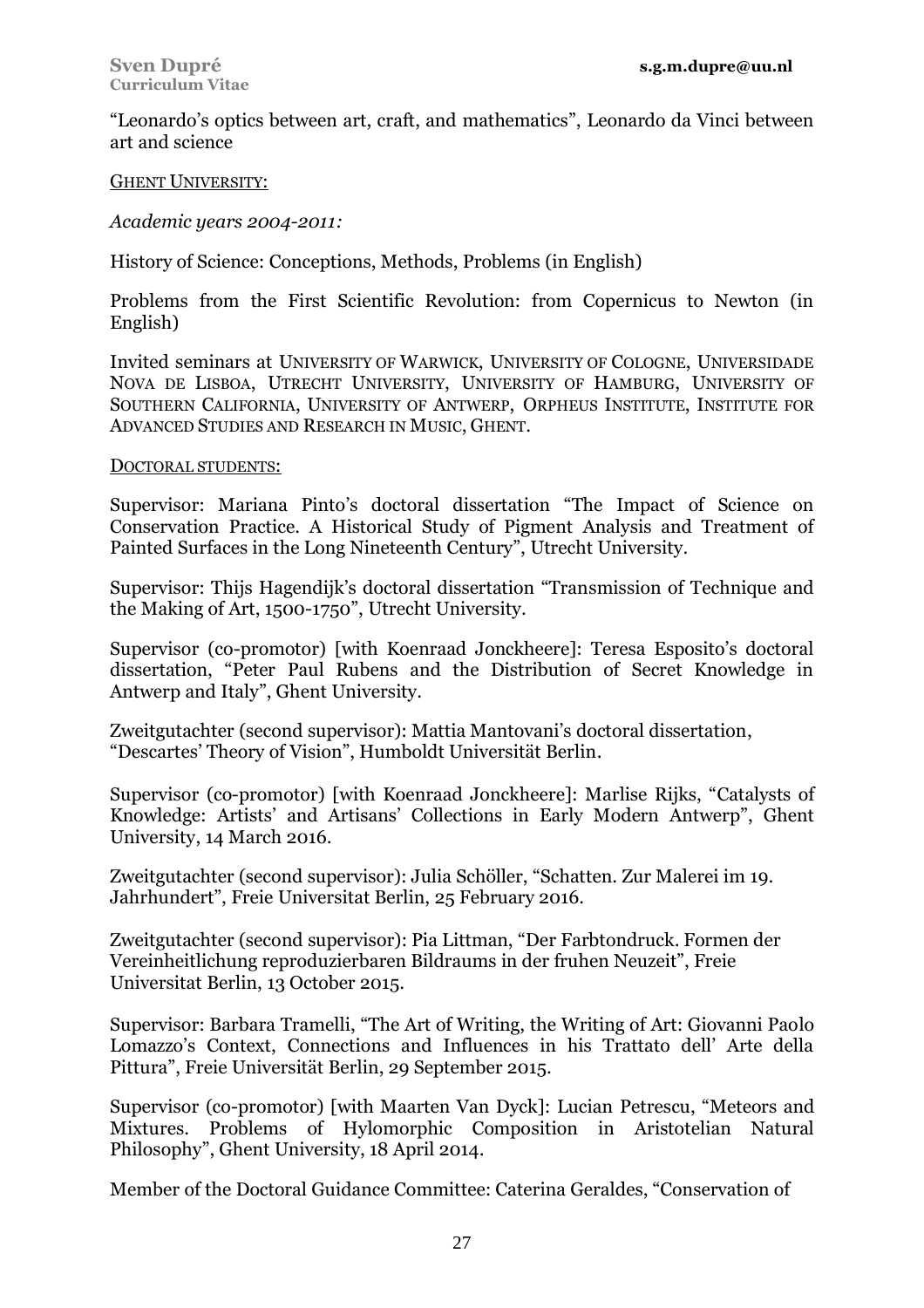"Leonardo's optics between art, craft, and mathematics", Leonardo da Vinci between art and science

GHENT UNIVERSITY:

*Academic years 2004-2011:*

History of Science: Conceptions, Methods, Problems (in English)

Problems from the First Scientific Revolution: from Copernicus to Newton (in English)

Invited seminars at UNIVERSITY OF WARWICK, UNIVERSITY OF COLOGNE, UNIVERSIDADE NOVA DE LISBOA, UTRECHT UNIVERSITY, UNIVERSITY OF HAMBURG, UNIVERSITY OF SOUTHERN CALIFORNIA, UNIVERSITY OF ANTWERP, ORPHEUS INSTITUTE, INSTITUTE FOR ADVANCED STUDIES AND RESEARCH IN MUSIC, GHENT.

DOCTORAL STUDENTS:

Supervisor: Mariana Pinto's doctoral dissertation "The Impact of Science on Conservation Practice. A Historical Study of Pigment Analysis and Treatment of Painted Surfaces in the Long Nineteenth Century", Utrecht University.

Supervisor: Thijs Hagendijk's doctoral dissertation "Transmission of Technique and the Making of Art, 1500-1750", Utrecht University.

Supervisor (co-promotor) [with Koenraad Jonckheere]: Teresa Esposito's doctoral dissertation, "Peter Paul Rubens and the Distribution of Secret Knowledge in Antwerp and Italy", Ghent University.

Zweitgutachter (second supervisor): Mattia Mantovani's doctoral dissertation, "Descartes' Theory of Vision", Humboldt Universität Berlin.

Supervisor (co-promotor) [with Koenraad Jonckheere]: Marlise Rijks, "Catalysts of Knowledge: Artists' and Artisans' Collections in Early Modern Antwerp", Ghent University, 14 March 2016.

Zweitgutachter (second supervisor): Julia Schöller, "Schatten. Zur Malerei im 19. Jahrhundert", Freie Universitat Berlin, 25 February 2016.

Zweitgutachter (second supervisor): Pia Littman, "Der Farbtondruck. Formen der Vereinheitlichung reproduzierbaren Bildraums in der fruhen Neuzeit", Freie Universitat Berlin, 13 October 2015.

Supervisor: Barbara Tramelli, "The Art of Writing, the Writing of Art: Giovanni Paolo Lomazzo's Context, Connections and Influences in his Trattato dell' Arte della Pittura", Freie Universität Berlin, 29 September 2015.

Supervisor (co-promotor) [with Maarten Van Dyck]: Lucian Petrescu, "Meteors and Mixtures. Problems of Hylomorphic Composition in Aristotelian Natural Philosophy", Ghent University, 18 April 2014.

Member of the Doctoral Guidance Committee: Caterina Geraldes, "Conservation of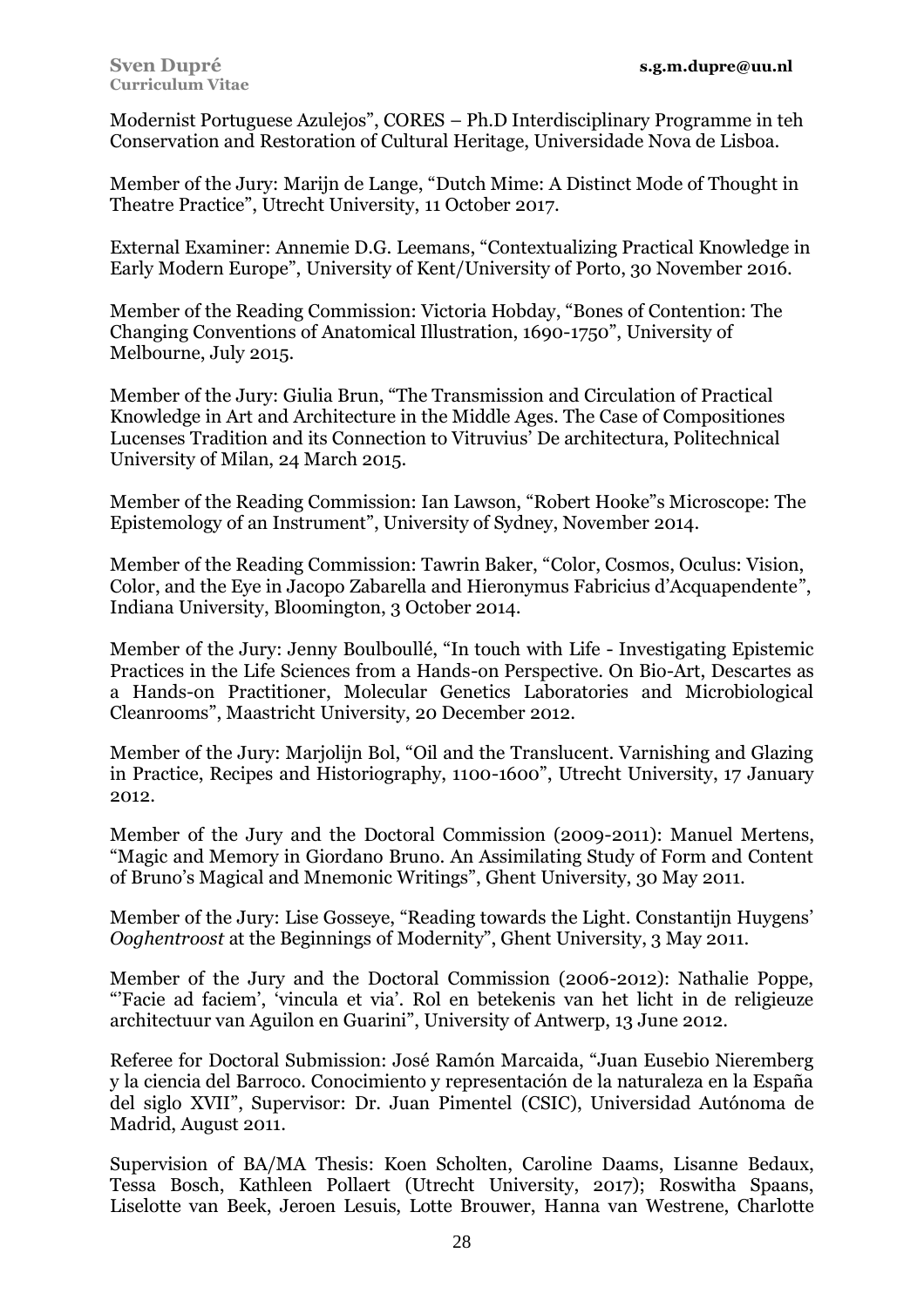Modernist Portuguese Azulejos", CORES – Ph.D Interdisciplinary Programme in teh Conservation and Restoration of Cultural Heritage, Universidade Nova de Lisboa.

Member of the Jury: Marijn de Lange, "Dutch Mime: A Distinct Mode of Thought in Theatre Practice", Utrecht University, 11 October 2017.

External Examiner: Annemie D.G. Leemans, "Contextualizing Practical Knowledge in Early Modern Europe", University of Kent/University of Porto, 30 November 2016.

Member of the Reading Commission: Victoria Hobday, "Bones of Contention: The Changing Conventions of Anatomical Illustration, 1690-1750", University of Melbourne, July 2015.

Member of the Jury: Giulia Brun, "The Transmission and Circulation of Practical Knowledge in Art and Architecture in the Middle Ages. The Case of Compositiones Lucenses Tradition and its Connection to Vitruvius' De architectura, Politechnical University of Milan, 24 March 2015.

Member of the Reading Commission: Ian Lawson, "Robert Hooke"s Microscope: The Epistemology of an Instrument", University of Sydney, November 2014.

Member of the Reading Commission: Tawrin Baker, "Color, Cosmos, Oculus: Vision, Color, and the Eye in Jacopo Zabarella and Hieronymus Fabricius d'Acquapendente", Indiana University, Bloomington, 3 October 2014.

Member of the Jury: Jenny Boulboullé, "In touch with Life - Investigating Epistemic Practices in the Life Sciences from a Hands-on Perspective. On Bio-Art, Descartes as a Hands-on Practitioner, Molecular Genetics Laboratories and Microbiological Cleanrooms", Maastricht University, 20 December 2012.

Member of the Jury: Marjolijn Bol, "Oil and the Translucent. Varnishing and Glazing in Practice, Recipes and Historiography, 1100-1600", Utrecht University, 17 January 2012.

Member of the Jury and the Doctoral Commission (2009-2011): Manuel Mertens, "Magic and Memory in Giordano Bruno. An Assimilating Study of Form and Content of Bruno's Magical and Mnemonic Writings", Ghent University, 30 May 2011.

Member of the Jury: Lise Gosseye, "Reading towards the Light. Constantijn Huygens' *Ooghentroost* at the Beginnings of Modernity", Ghent University, 3 May 2011.

Member of the Jury and the Doctoral Commission (2006-2012): Nathalie Poppe, "'Facie ad faciem', 'vincula et via'. Rol en betekenis van het licht in de religieuze architectuur van Aguilon en Guarini", University of Antwerp, 13 June 2012.

Referee for Doctoral Submission: José Ramón Marcaida, "Juan Eusebio Nieremberg y la ciencia del Barroco. Conocimiento y representación de la naturaleza en la España del siglo XVII", Supervisor: Dr. Juan Pimentel (CSIC), Universidad Autónoma de Madrid, August 2011.

Supervision of BA/MA Thesis: Koen Scholten, Caroline Daams, Lisanne Bedaux, Tessa Bosch, Kathleen Pollaert (Utrecht University, 2017); Roswitha Spaans, Liselotte van Beek, Jeroen Lesuis, Lotte Brouwer, Hanna van Westrene, Charlotte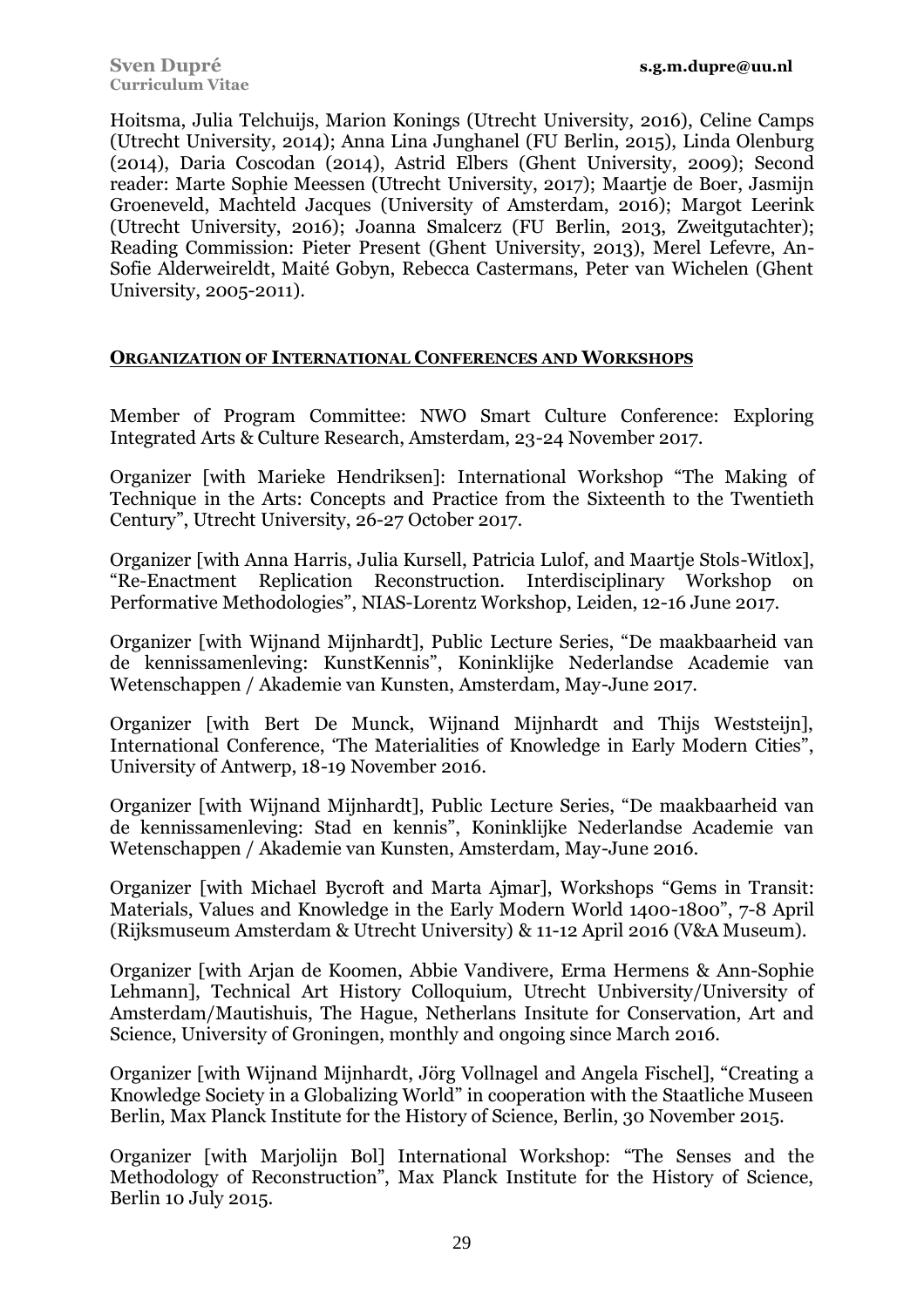Hoitsma, Julia Telchuijs, Marion Konings (Utrecht University, 2016), Celine Camps (Utrecht University, 2014); Anna Lina Junghanel (FU Berlin, 2015), Linda Olenburg (2014), Daria Coscodan (2014), Astrid Elbers (Ghent University, 2009); Second reader: Marte Sophie Meessen (Utrecht University, 2017); Maartje de Boer, Jasmijn Groeneveld, Machteld Jacques (University of Amsterdam, 2016); Margot Leerink (Utrecht University, 2016); Joanna Smalcerz (FU Berlin, 2013, Zweitgutachter); Reading Commission: Pieter Present (Ghent University, 2013), Merel Lefevre, An-Sofie Alderweireldt, Maité Gobyn, Rebecca Castermans, Peter van Wichelen (Ghent University, 2005-2011).

## ORGANIZATION OF INTERNATIONAL CONFERENCES AND WORKSHOPS

Member of Program Committee: NWO Smart Culture Conference: Exploring Integrated Arts & Culture Research, Amsterdam, 23-24 November 2017.

Organizer [with Marieke Hendriksen]: International Workshop "The Making of Technique in the Arts: Concepts and Practice from the Sixteenth to the Twentieth Century", Utrecht University, 26-27 October 2017.

Organizer [with Anna Harris, Julia Kursell, Patricia Lulof, and Maartje Stols-Witlox], "Re-Enactment Replication Reconstruction. Interdisciplinary Workshop on Performative Methodologies", NIAS-Lorentz Workshop, Leiden, 12-16 June 2017.

Organizer [with Wijnand Mijnhardt], Public Lecture Series, "De maakbaarheid van de kennissamenleving: KunstKennis", Koninklijke Nederlandse Academie van Wetenschappen / Akademie van Kunsten, Amsterdam, May-June 2017.

Organizer [with Bert De Munck, Wijnand Mijnhardt and Thijs Weststeijn], International Conference, 'The Materialities of Knowledge in Early Modern Cities", University of Antwerp, 18-19 November 2016.

Organizer [with Wijnand Mijnhardt], Public Lecture Series, "De maakbaarheid van de kennissamenleving: Stad en kennis", Koninklijke Nederlandse Academie van Wetenschappen / Akademie van Kunsten, Amsterdam, May-June 2016.

Organizer [with Michael Bycroft and Marta Ajmar], Workshops "Gems in Transit: Materials, Values and Knowledge in the Early Modern World 1400-1800", 7-8 April (Rijksmuseum Amsterdam & Utrecht University) & 11-12 April 2016 (V&A Museum).

Organizer [with Arjan de Koomen, Abbie Vandivere, Erma Hermens & Ann-Sophie Lehmann], Technical Art History Colloquium, Utrecht Unbiversity/University of Amsterdam/Mautishuis, The Hague, Netherlans Insitute for Conservation, Art and Science, University of Groningen, monthly and ongoing since March 2016.

Organizer [with Wijnand Mijnhardt, Jörg Vollnagel and Angela Fischel], "Creating a Knowledge Society in a Globalizing World" in cooperation with the Staatliche Museen Berlin, Max Planck Institute for the History of Science, Berlin, 30 November 2015.

Organizer [with Marjolijn Bol] International Workshop: "The Senses and the Methodology of Reconstruction", Max Planck Institute for the History of Science, Berlin 10 July 2015.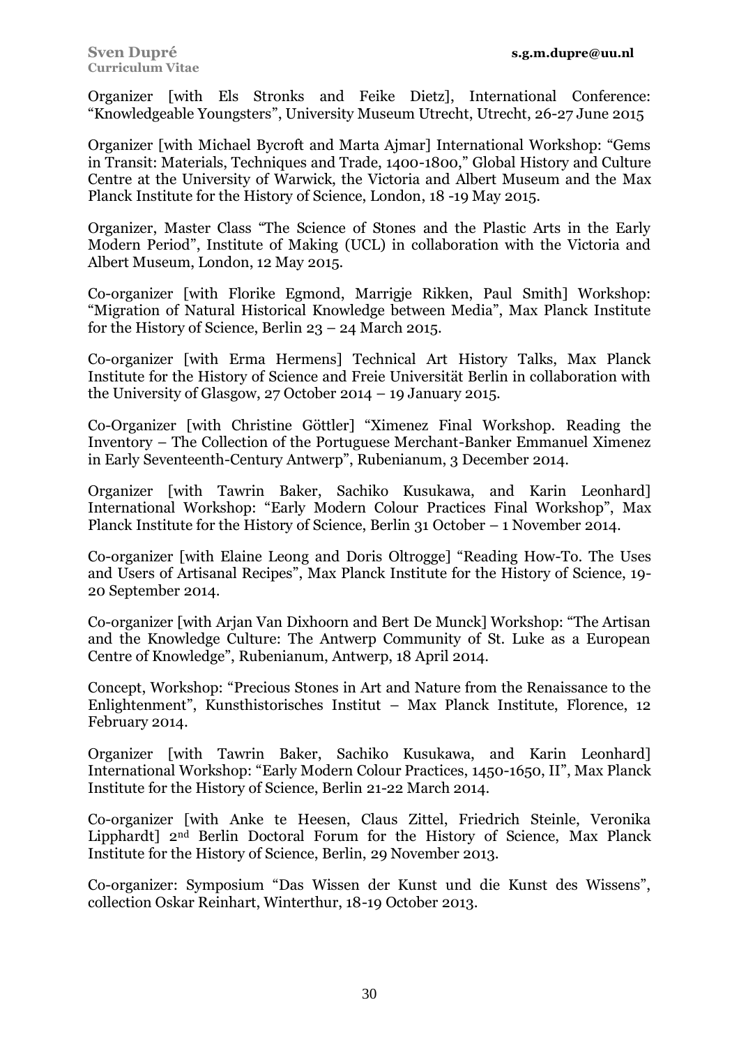Organizer [with Els Stronks and Feike Dietz], International Conference: "Knowledgeable Youngsters", University Museum Utrecht, Utrecht, 26-27 June 2015

Organizer [with Michael Bycroft and Marta Ajmar] International Workshop: "Gems in Transit: Materials, Techniques and Trade, 1400-1800," Global History and Culture Centre at the University of Warwick, the Victoria and Albert Museum and the Max Planck Institute for the History of Science, London, 18 -19 May 2015.

Organizer, Master Class "The Science of Stones and the Plastic Arts in the Early Modern Period", Institute of Making (UCL) in collaboration with the Victoria and Albert Museum, London, 12 May 2015.

Co-organizer [with Florike Egmond, Marrigje Rikken, Paul Smith] Workshop: "Migration of Natural Historical Knowledge between Media", Max Planck Institute for the History of Science, Berlin 23 – 24 March 2015.

Co-organizer [with Erma Hermens] Technical Art History Talks, Max Planck Institute for the History of Science and Freie Universität Berlin in collaboration with the University of Glasgow, 27 October 2014 – 19 January 2015.

Co-Organizer [with Christine Göttler] "Ximenez Final Workshop. Reading the Inventory – The Collection of the Portuguese Merchant-Banker Emmanuel Ximenez in Early Seventeenth-Century Antwerp", Rubenianum, 3 December 2014.

Organizer [with Tawrin Baker, Sachiko Kusukawa, and Karin Leonhard] International Workshop: "Early Modern Colour Practices Final Workshop", Max Planck Institute for the History of Science, Berlin 31 October – 1 November 2014.

Co-organizer [with Elaine Leong and Doris Oltrogge] "Reading How-To. The Uses and Users of Artisanal Recipes", Max Planck Institute for the History of Science, 19-20 September 2014.

Co-organizer [with Arjan Van Dixhoorn and Bert De Munck] Workshop: "The Artisan and the Knowledge Culture: The Antwerp Community of St. Luke as a European Centre of Knowledge", Rubenianum, Antwerp, 18 April 2014.

Concept, Workshop: "Precious Stones in Art and Nature from the Renaissance to the Enlightenment", Kunsthistorisches Institut – Max Planck Institute, Florence, 12 February 2014.

Organizer [with Tawrin Baker, Sachiko Kusukawa, and Karin Leonhard] International Workshop: "Early Modern Colour Practices, 1450-1650, II", Max Planck Institute for the History of Science, Berlin 21-22 March 2014.

Co-organizer [with Anke te Heesen, Claus Zittel, Friedrich Steinle, Veronika Lipphardt] 2nd Berlin Doctoral Forum for the History of Science, Max Planck Institute for the History of Science, Berlin, 29 November 2013.

Co-organizer: Symposium "Das Wissen der Kunst und die Kunst des Wissens", collection Oskar Reinhart, Winterthur, 18-19 October 2013.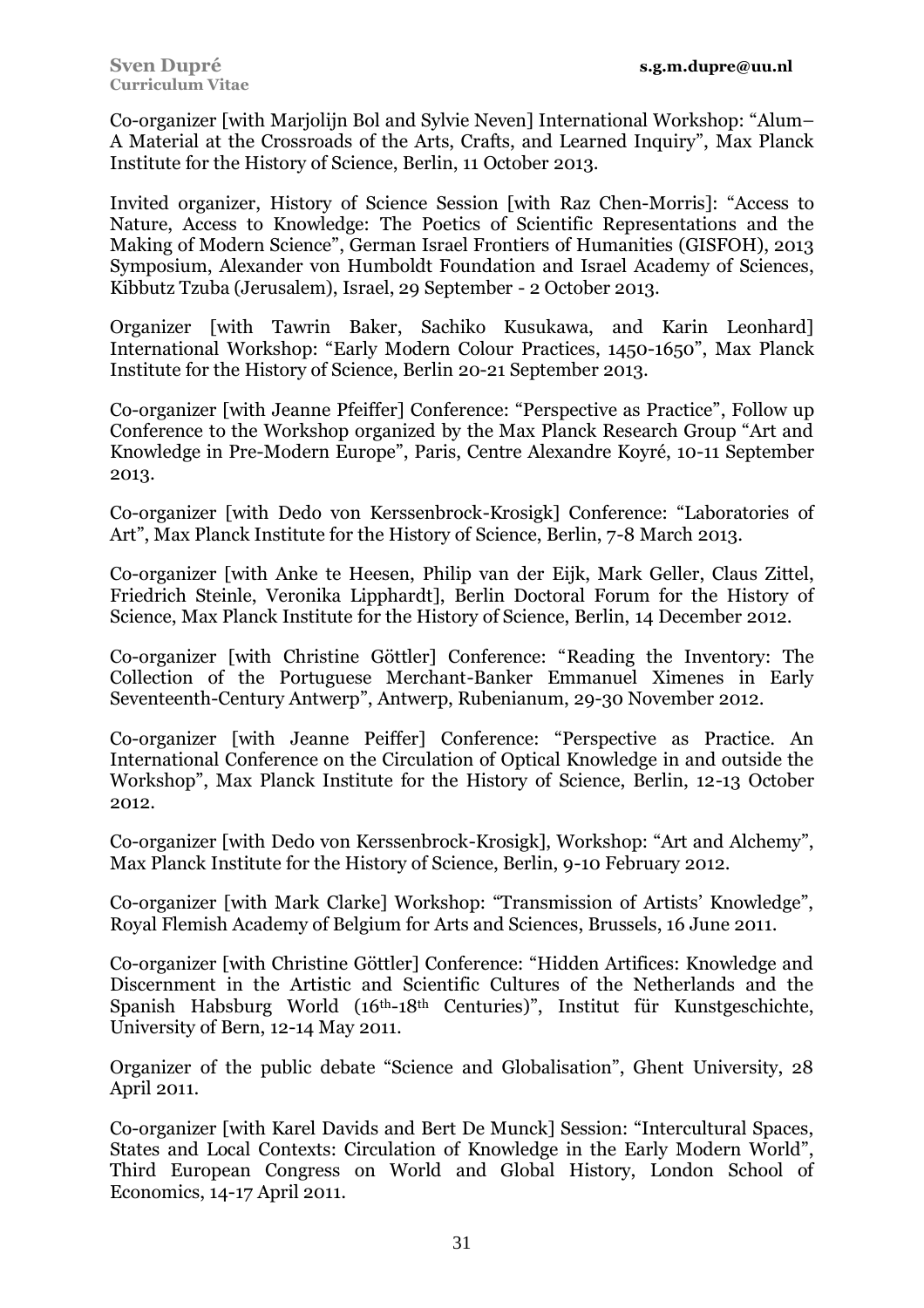Co-organizer [with Marjolijn Bol and Sylvie Neven] International Workshop: "Alum– A Material at the Crossroads of the Arts, Crafts, and Learned Inquiry", Max Planck Institute for the History of Science, Berlin, 11 October 2013.

Invited organizer, History of Science Session [with Raz Chen-Morris]: "Access to Nature, Access to Knowledge: The Poetics of Scientific Representations and the Making of Modern Science", German Israel Frontiers of Humanities (GISFOH), 2013 Symposium, Alexander von Humboldt Foundation and Israel Academy of Sciences, Kibbutz Tzuba (Jerusalem), Israel, 29 September - 2 October 2013.

Organizer [with Tawrin Baker, Sachiko Kusukawa, and Karin Leonhard] International Workshop: "Early Modern Colour Practices, 1450-1650", Max Planck Institute for the History of Science, Berlin 20-21 September 2013.

Co-organizer [with Jeanne Pfeiffer] Conference: "Perspective as Practice", Follow up Conference to the Workshop organized by the Max Planck Research Group "Art and Knowledge in Pre-Modern Europe", Paris, Centre Alexandre Koyré, 10-11 September 2013.

Co-organizer [with Dedo von Kerssenbrock-Krosigk] Conference: "Laboratories of Art", Max Planck Institute for the History of Science, Berlin, 7-8 March 2013.

Co-organizer [with Anke te Heesen, Philip van der Eijk, Mark Geller, Claus Zittel, Friedrich Steinle, Veronika Lipphardt], Berlin Doctoral Forum for the History of Science, Max Planck Institute for the History of Science, Berlin, 14 December 2012.

Co-organizer [with Christine Göttler] Conference: "Reading the Inventory: The Collection of the Portuguese Merchant-Banker Emmanuel Ximenes in Early Seventeenth-Century Antwerp", Antwerp, Rubenianum, 29-30 November 2012.

Co-organizer [with Jeanne Peiffer] Conference: "Perspective as Practice. An International Conference on the Circulation of Optical Knowledge in and outside the Workshop", Max Planck Institute for the History of Science, Berlin, 12-13 October 2012.

Co-organizer [with Dedo von Kerssenbrock-Krosigk], Workshop: "Art and Alchemy", Max Planck Institute for the History of Science, Berlin, 9-10 February 2012.

Co-organizer [with Mark Clarke] Workshop: "Transmission of Artists' Knowledge", Royal Flemish Academy of Belgium for Arts and Sciences, Brussels, 16 June 2011.

Co-organizer [with Christine Göttler] Conference: "Hidden Artifices: Knowledge and Discernment in the Artistic and Scientific Cultures of the Netherlands and the Spanish Habsburg World (16th-18th Centuries)", Institut für Kunstgeschichte, University of Bern, 12-14 May 2011.

Organizer of the public debate "Science and Globalisation", Ghent University, 28 April 2011.

Co-organizer [with Karel Davids and Bert De Munck] Session: "Intercultural Spaces, States and Local Contexts: Circulation of Knowledge in the Early Modern World", Third European Congress on World and Global History, London School of Economics, 14-17 April 2011.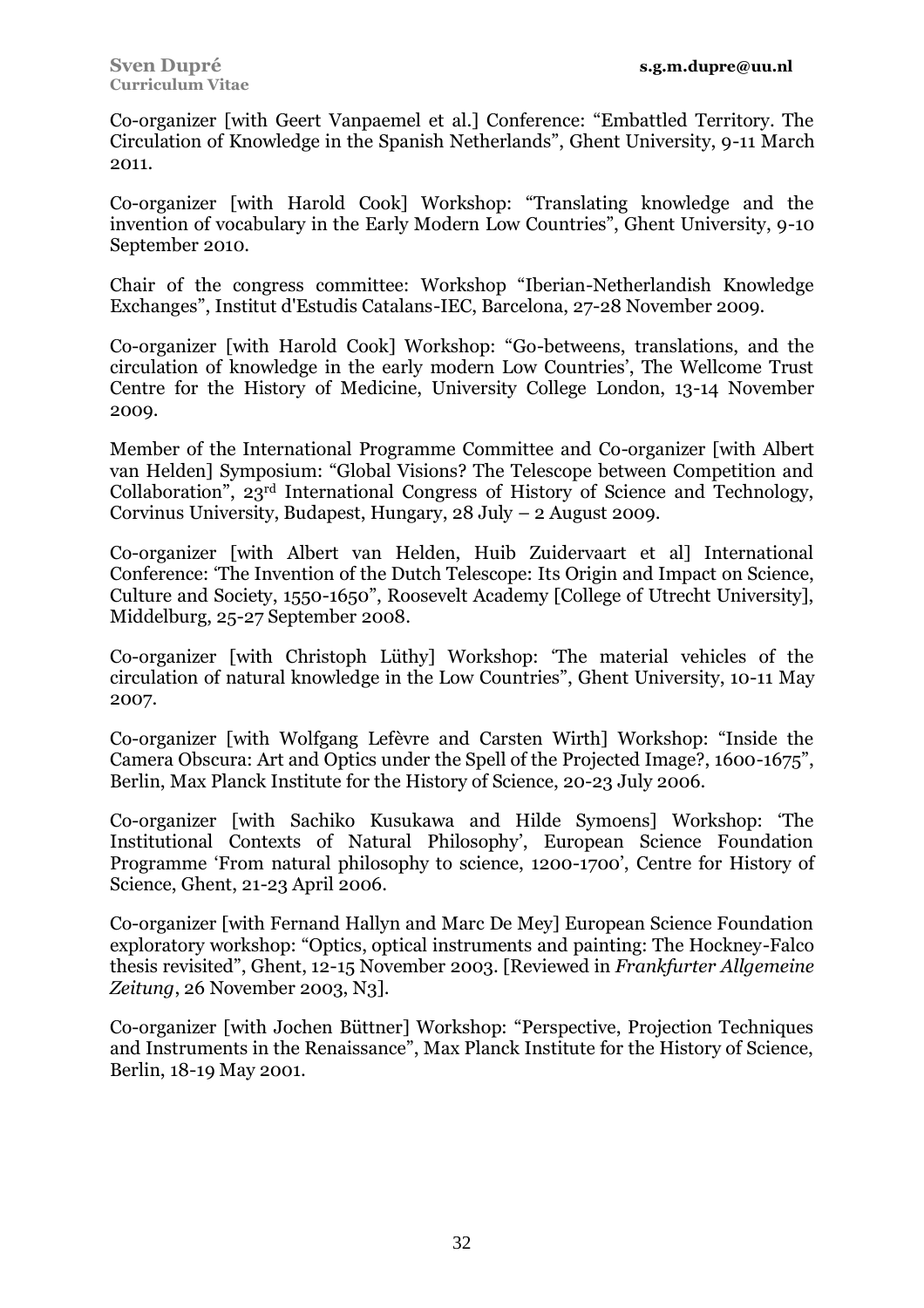Co-organizer [with Geert Vanpaemel et al.] Conference: “Embattled Territory. The Circulation of Knowledge in the Spanish Netherlands”, Ghent University, 9-11 March 2011.

Co-organizer [with Harold Cook] Workshop: “Translating knowledge and the invention of vocabulary in the Early Modern Low Countries”, Ghent University, 9-10 September 2010.

Chair of the congress committee: Workshop “Iberian-Netherlandish Knowledge Exchanges”, Institut d'Estudis Catalans-IEC, Barcelona, 27-28 November 2009.

Co-organizer [with Harold Cook] Workshop: “Go-betweens, translations, and the circulation of knowledge in the early modern Low Countries’, The Wellcome Trust Centre for the History of Medicine, University College London, 13-14 November 2009.

Member of the International Programme Committee and Co-organizer [with Albert van Helden] Symposium: “Global Visions? The Telescope between Competition and Collaboration”, 23rd International Congress of History of Science and Technology, Corvinus University, Budapest, Hungary, 28 July – 2 August 2009.

Co-organizer [with Albert van Helden, Huib Zuidervaart et al] International Conference: ‘The Invention of the Dutch Telescope: Its Origin and Impact on Science, Culture and Society, 1550-1650”, Roosevelt Academy [College of Utrecht University], Middelburg, 25-27 September 2008.

Co-organizer [with Christoph Lüthy] Workshop: ‘The material vehicles of the circulation of natural knowledge in the Low Countries”, Ghent University, 10-11 May 2007.

Co-organizer [with Wolfgang Lefèvre and Carsten Wirth] Workshop: “Inside the Camera Obscura: Art and Optics under the Spell of the Projected Image?, 1600-1675”, Berlin, Max Planck Institute for the History of Science, 20-23 July 2006.

Co-organizer [with Sachiko Kusukawa and Hilde Symoens] Workshop: ‘The Institutional Contexts of Natural Philosophy’, European Science Foundation Programme ‘From natural philosophy to science, 1200-1700’, Centre for History of Science, Ghent, 21-23 April 2006.

Co-organizer [with Fernand Hallyn and Marc De Mey] European Science Foundation exploratory workshop: “Optics, optical instruments and painting: The Hockney-Falco thesis revisited”, Ghent, 12-15 November 2003. [Reviewed in *Frankfurter Allgemeine Zeitung*, 26 November 2003, N3].

Co-organizer [with Jochen Büttner] Workshop: “Perspective, Projection Techniques and Instruments in the Renaissance”, Max Planck Institute for the History of Science, Berlin, 18-19 May 2001.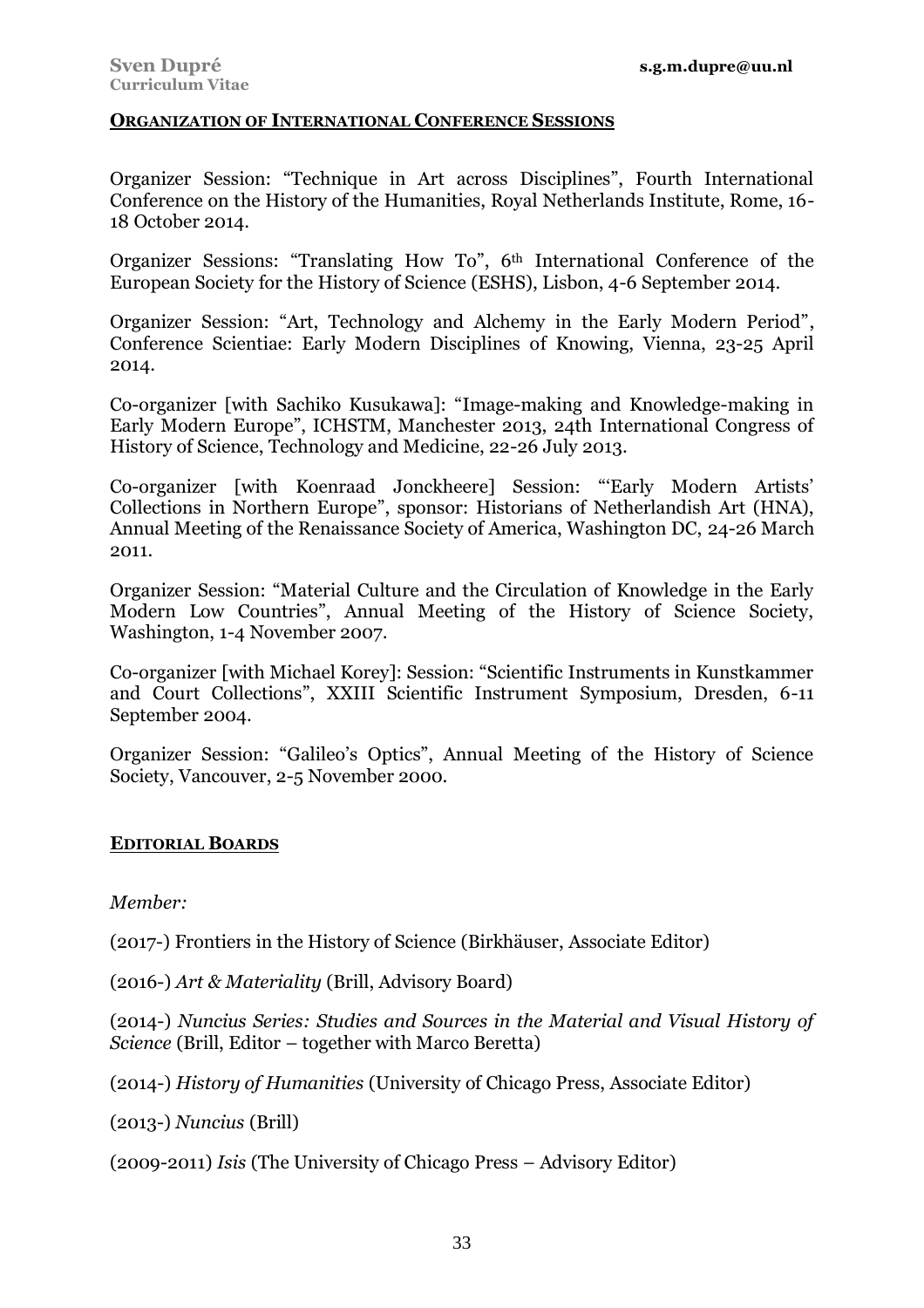## ORGANIZATION OF INTERNATIONAL CONFERENCE SESSIONS

Organizer Session: "Technique in Art across Disciplines", Fourth International Conference on the History of the Humanities, Royal Netherlands Institute, Rome, 16-18 October 2014.

Organizer Sessions: "Translating How To", 6th International Conference of the European Society for the History of Science (ESHS), Lisbon, 4-6 September 2014.

Organizer Session: "Art, Technology and Alchemy in the Early Modern Period", Conference Scientiae: Early Modern Disciplines of Knowing, Vienna, 23-25 April 2014.

Co-organizer [with Sachiko Kusukawa]: "Image-making and Knowledge-making in Early Modern Europe", ICHSTM, Manchester 2013, 24th International Congress of History of Science, Technology and Medicine, 22-26 July 2013.

Co-organizer [with Koenraad Jonckheere] Session: "'Early Modern Artists' Collections in Northern Europe", sponsor: Historians of Netherlandish Art (HNA), Annual Meeting of the Renaissance Society of America, Washington DC, 24-26 March 2011.

Organizer Session: "Material Culture and the Circulation of Knowledge in the Early Modern Low Countries", Annual Meeting of the History of Science Society, Washington, 1-4 November 2007.

Co-organizer [with Michael Korey]: Session: "Scientific Instruments in Kunstkammer and Court Collections", XXIII Scientific Instrument Symposium, Dresden, 6-11 September 2004.

Organizer Session: "Galileo's Optics", Annual Meeting of the History of Science Society, Vancouver, 2-5 November 2000.

## EDITORIAL BOARDS

*Member:*

(2017-) Frontiers in the History of Science (Birkhäuser, Associate Editor)

(2016-) *Art & Materiality* (Brill, Advisory Board)

(2014-) *Nuncius Series: Studies and Sources in the Material and Visual History of Science* (Brill, Editor – together with Marco Beretta)

(2014-) *History of Humanities* (University of Chicago Press, Associate Editor)

(2013-) *Nuncius* (Brill)

(2009-2011) *Isis* (The University of Chicago Press – Advisory Editor)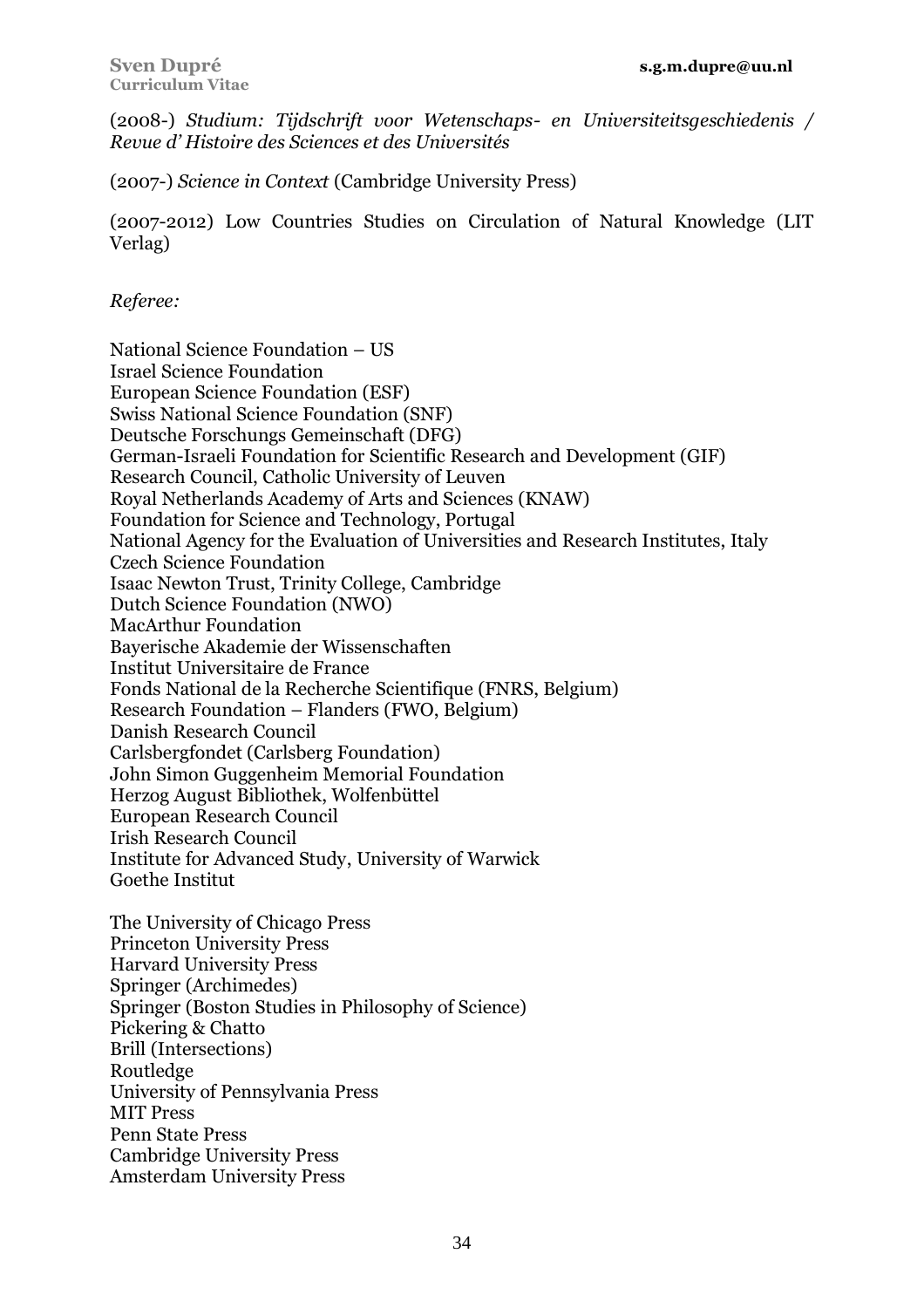(2008-) *Studium: Tijdschrift voor Wetenschaps- en Universiteitsgeschiedenis / Revue d' Histoire des Sciences et des Universités*

(2007-) *Science in Context* (Cambridge University Press)

(2007-2012) Low Countries Studies on Circulation of Natural Knowledge (LIT Verlag)

*Referee:*

National Science Foundation – US
Israel Science Foundation
European Science Foundation (ESF)
Swiss National Science Foundation (SNF)
Deutsche Forschungs Gemeinschaft (DFG)
German-Israeli Foundation for Scientific Research and Development (GIF)
Research Council, Catholic University of Leuven
Royal Netherlands Academy of Arts and Sciences (KNAW)
Foundation for Science and Technology, Portugal
National Agency for the Evaluation of Universities and Research Institutes, Italy
Czech Science Foundation
Isaac Newton Trust, Trinity College, Cambridge
Dutch Science Foundation (NWO)
MacArthur Foundation
Bayerische Akademie der Wissenschaften
Institut Universitaire de France
Fonds National de la Recherche Scientifique (FNRS, Belgium)
Research Foundation – Flanders (FWO, Belgium)
Danish Research Council
Carlsbergfondet (Carlsberg Foundation)
John Simon Guggenheim Memorial Foundation
Herzog August Bibliothek, Wolfenbüttel
European Research Council
Irish Research Council
Institute for Advanced Study, University of Warwick
Goethe Institut

The University of Chicago Press
Princeton University Press
Harvard University Press
Springer (Archimedes)
Springer (Boston Studies in Philosophy of Science)
Pickering & Chatto
Brill (Intersections)
Routledge
University of Pennsylvania Press
MIT Press
Penn State Press
Cambridge University Press
Amsterdam University Press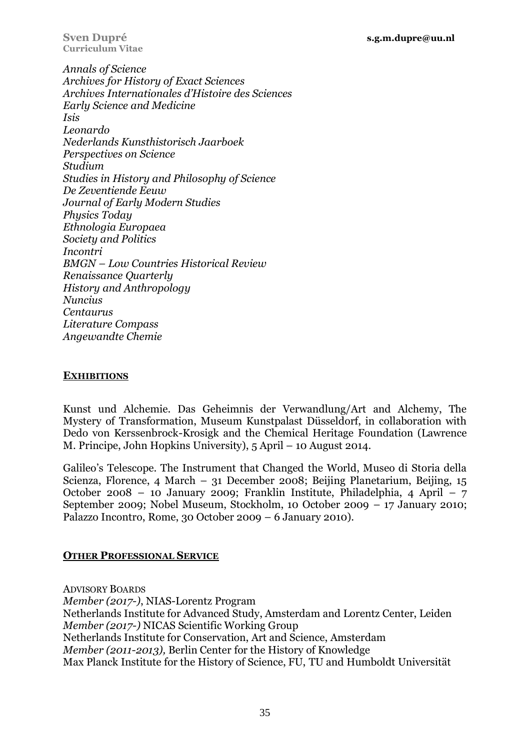*Annals of Science*
*Archives for History of Exact Sciences*
*Archives Internationales d'Histoire des Sciences*
*Early Science and Medicine*
*Isis*
*Leonardo*
*Nederlands Kunsthistorisch Jaarboek*
*Perspectives on Science*
*Studium*
*Studies in History and Philosophy of Science*
*De Zeventiende Eeuw*
*Journal of Early Modern Studies*
*Physics Today*
*Ethnologia Europaea*
*Society and Politics*
*Incontri*
*BMGN – Low Countries Historical Review*
*Renaissance Quarterly*
*History and Anthropology*
*Nuncius*
*Centaurus*
*Literature Compass*
*Angewandte Chemie*

## EXHIBITIONS

Kunst und Alchemie. Das Geheimnis der Verwandlung/Art and Alchemy, The Mystery of Transformation, Museum Kunstpalast Düsseldorf, in collaboration with Dedo von Kerssenbrock-Krosigk and the Chemical Heritage Foundation (Lawrence M. Principe, John Hopkins University), 5 April – 10 August 2014.

Galileo's Telescope. The Instrument that Changed the World, Museo di Storia della Scienza, Florence, 4 March – 31 December 2008; Beijing Planetarium, Beijing, 15 October 2008 – 10 January 2009; Franklin Institute, Philadelphia, 4 April – 7 September 2009; Nobel Museum, Stockholm, 10 October 2009 – 17 January 2010; Palazzo Incontro, Rome, 30 October 2009 – 6 January 2010).

## OTHER PROFESSIONAL SERVICE

ADVISORY BOARDS
*Member (2017-)*, NIAS-Lorentz Program
Netherlands Institute for Advanced Study, Amsterdam and Lorentz Center, Leiden
*Member (2017-)* NICAS Scientific Working Group
Netherlands Institute for Conservation, Art and Science, Amsterdam
*Member (2011-2013),* Berlin Center for the History of Knowledge
Max Planck Institute for the History of Science, FU, TU and Humboldt Universität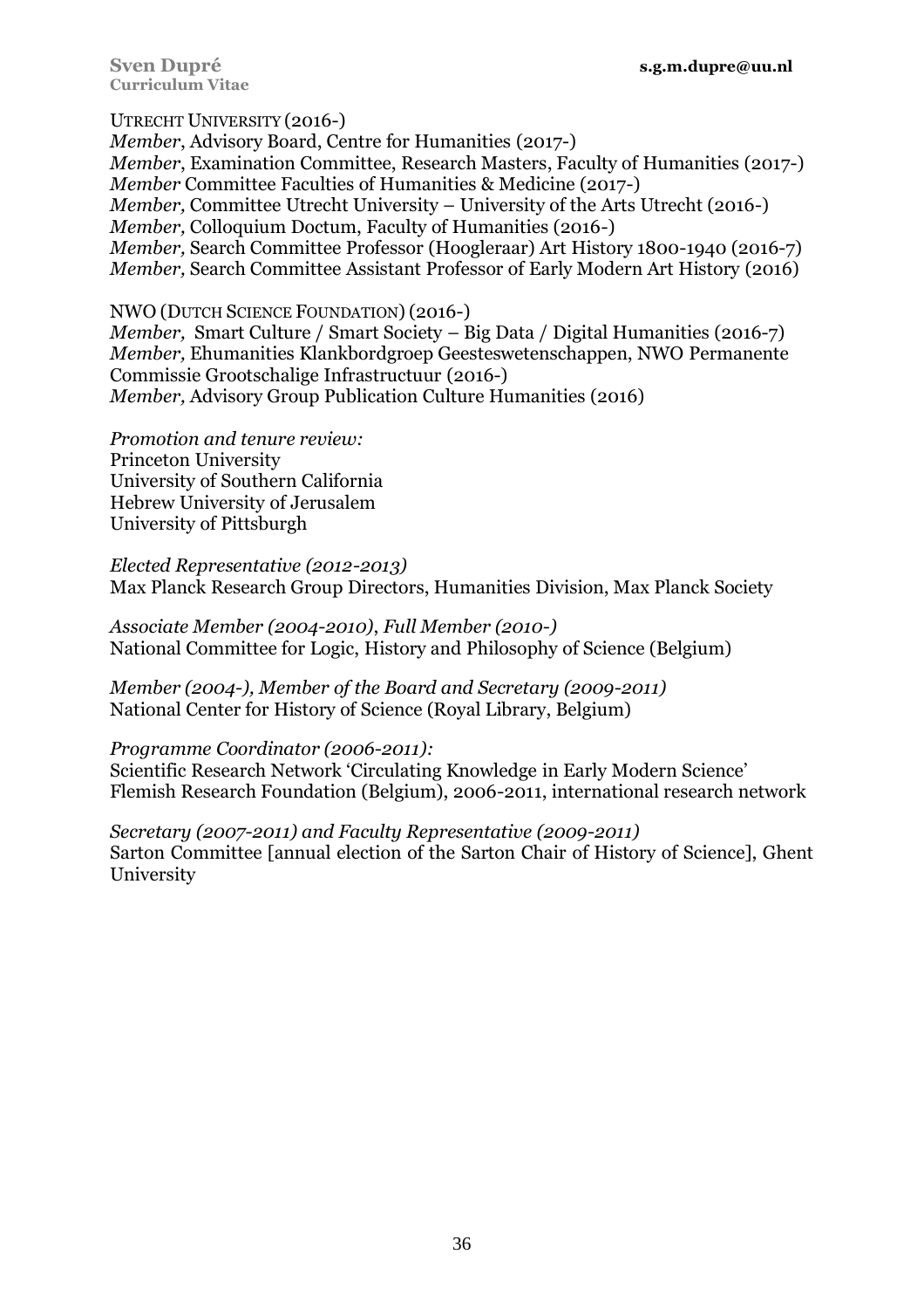UTRECHT UNIVERSITY (2016-)
*Member*, Advisory Board, Centre for Humanities (2017-)
*Member*, Examination Committee, Research Masters, Faculty of Humanities (2017-)
*Member* Committee Faculties of Humanities & Medicine (2017-)
*Member,* Committee Utrecht University – University of the Arts Utrecht (2016-)
*Member,* Colloquium Doctum, Faculty of Humanities (2016-)
*Member,* Search Committee Professor (Hoogleraar) Art History 1800-1940 (2016-7)
*Member,* Search Committee Assistant Professor of Early Modern Art History (2016)

NWO (DUTCH SCIENCE FOUNDATION) (2016-)
*Member,* Smart Culture / Smart Society – Big Data / Digital Humanities (2016-7)
*Member,* Ehumanities Klankbordgroep Geesteswetenschappen, NWO Permanente Commissie Grootschalige Infrastructuur (2016-)
*Member,* Advisory Group Publication Culture Humanities (2016)

*Promotion and tenure review:*
Princeton University
University of Southern California
Hebrew University of Jerusalem
University of Pittsburgh

*Elected Representative (2012-2013)*
Max Planck Research Group Directors, Humanities Division, Max Planck Society

*Associate Member (2004-2010), Full Member (2010-)*
National Committee for Logic, History and Philosophy of Science (Belgium)

*Member (2004-), Member of the Board and Secretary (2009-2011)*
National Center for History of Science (Royal Library, Belgium)

*Programme Coordinator (2006-2011):*
Scientific Research Network 'Circulating Knowledge in Early Modern Science'
Flemish Research Foundation (Belgium), 2006-2011, international research network

*Secretary (2007-2011) and Faculty Representative (2009-2011)*
Sarton Committee [annual election of the Sarton Chair of History of Science], Ghent University